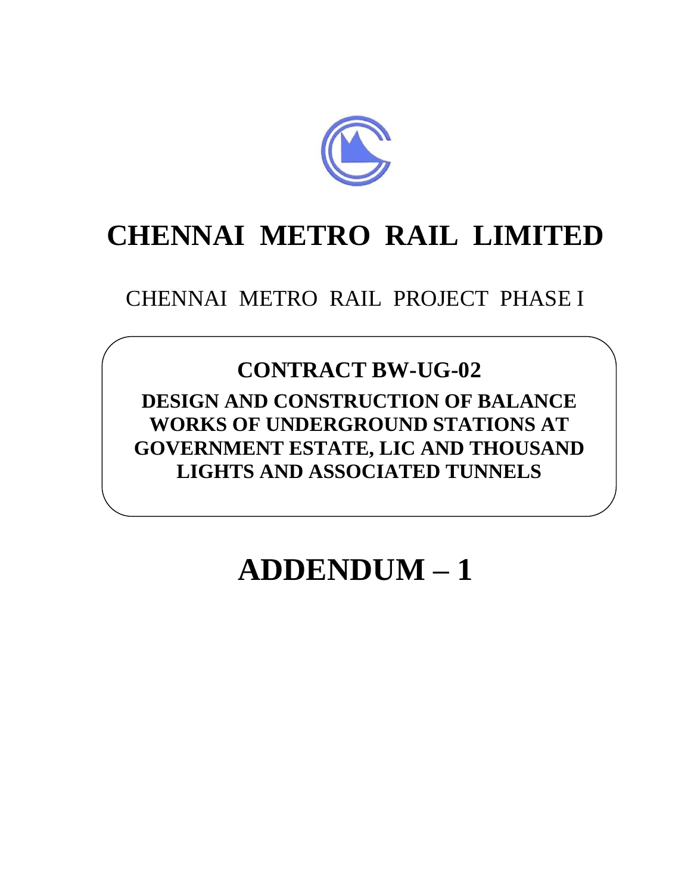# CHENNAI METRO RAIL LIMITED

CHENNAI METRO RAIL PROJECT PHASE I

## CONTRACT BW-UG-02

**DESIGN AND CONSTRUCTION OF BALANCE WORKS OF UNDERGROUND STATIONS AT GOVERNMENT ESTATE, LIC AND THOUSAND LIGHTS AND ASSOCIATED TUNNELS**

# ADDENDUM – 1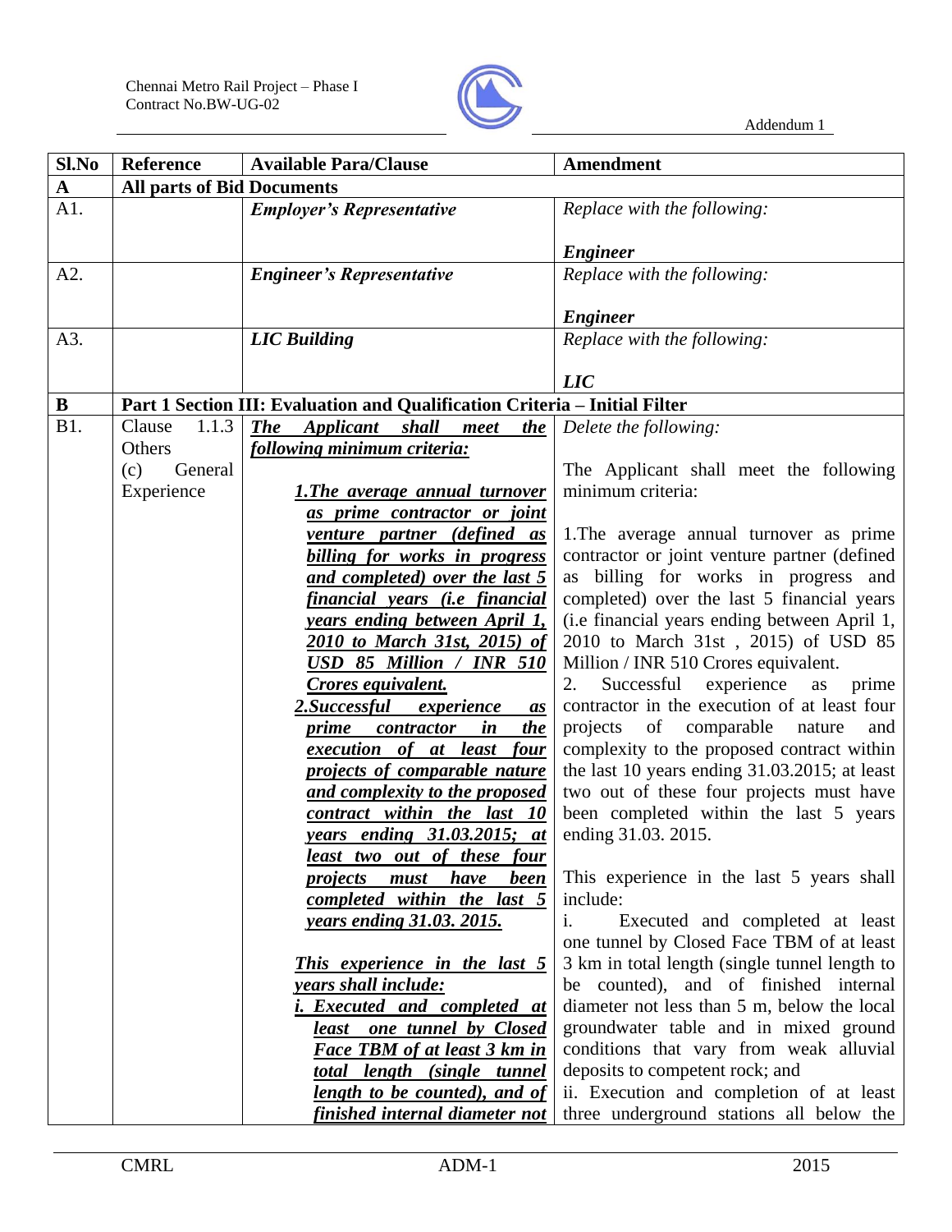| Sl.No | Reference | Available Para/Clause | Amendment |
|---|---|---|---|
| **A** | **All parts of Bid Documents** | | |
| A1. | | ***Employer's Representative*** | *Replace with the following:*<br><br>***Engineer*** |
| A2. | | ***Engineer's Representative*** | *Replace with the following:*<br><br>***Engineer*** |
| A3. | | ***LIC Building*** | *Replace with the following:*<br><br>***LIC*** |
| **B** | **Part 1 Section III: Evaluation and Qualification Criteria – Initial Filter** | | |
| B1. | Clause 1.1.3 Others (c) General Experience | ***The Applicant shall meet the following minimum criteria:***<br><br>***1.The average annual turnover as prime contractor or joint venture partner (defined as billing for works in progress and completed) over the last 5 financial years (i.e financial years ending between April 1, 2010 to March 31st, 2015) of USD 85 Million / INR 510 Crores equivalent.***<br>***2.Successful experience as prime contractor in the execution of at least four projects of comparable nature and complexity to the proposed contract within the last 10 years ending 31.03.2015; at least two out of these four projects must have been completed within the last 5 years ending 31.03. 2015.***<br><br>***This experience in the last 5 years shall include:***<br>***i. Executed and completed at least one tunnel by Closed Face TBM of at least 3 km in total length (single tunnel length to be counted), and of finished internal diameter not*** | *Delete the following:*<br><br>The Applicant shall meet the following minimum criteria:<br><br>1.The average annual turnover as prime contractor or joint venture partner (defined as billing for works in progress and completed) over the last 5 financial years (i.e financial years ending between April 1, 2010 to March 31st , 2015) of USD 85 Million / INR 510 Crores equivalent.<br>2. Successful experience as prime contractor in the execution of at least four projects of comparable nature and complexity to the proposed contract within the last 10 years ending 31.03.2015; at least two out of these four projects must have been completed within the last 5 years ending 31.03. 2015.<br><br>This experience in the last 5 years shall include:<br>i. Executed and completed at least one tunnel by Closed Face TBM of at least 3 km in total length (single tunnel length to be counted), and of finished internal diameter not less than 5 m, below the local groundwater table and in mixed ground conditions that vary from weak alluvial deposits to competent rock; and<br>ii. Execution and completion of at least three underground stations all below the |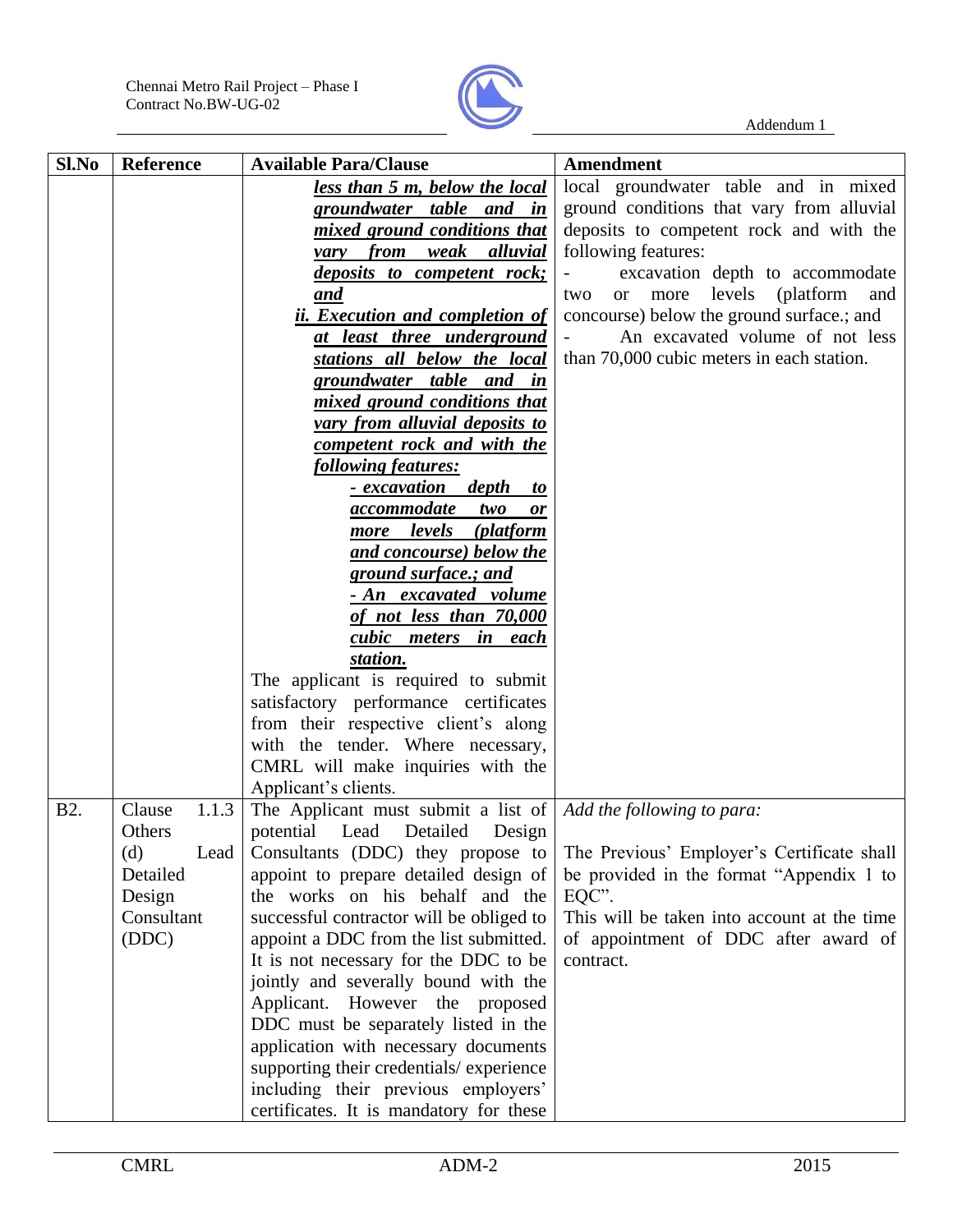| Sl.No | Reference | Available Para/Clause | Amendment |
|---|---|---|---|
| | | ***<u>less than 5 m, below the local groundwater table and in mixed ground conditions that vary from weak alluvial deposits to competent rock; and</u>*** <br> ***<u>ii. Execution and completion of at least three underground stations all below the local groundwater table and in mixed ground conditions that vary from alluvial deposits to competent rock and with the following features:</u>*** <br> ***<u>- excavation depth to accommodate two or more levels (platform and concourse) below the ground surface.; and</u>*** <br> ***<u>- An excavated volume of not less than 70,000 cubic meters in each station.</u>*** <br> The applicant is required to submit satisfactory performance certificates from their respective client's along with the tender. Where necessary, CMRL will make inquiries with the Applicant's clients. | local groundwater table and in mixed ground conditions that vary from alluvial deposits to competent rock and with the following features: <br> - excavation depth to accommodate two or more levels (platform and concourse) below the ground surface.; and <br> - An excavated volume of not less than 70,000 cubic meters in each station. |
| B2. | Clause 1.1.3 Others (d) Lead Detailed Design Consultant (DDC) | The Applicant must submit a list of potential Lead Detailed Design Consultants (DDC) they propose to appoint to prepare detailed design of the works on his behalf and the successful contractor will be obliged to appoint a DDC from the list submitted. It is not necessary for the DDC to be jointly and severally bound with the Applicant. However the proposed DDC must be separately listed in the application with necessary documents supporting their credentials/ experience including their previous employers' certificates. It is mandatory for these | *Add the following to para:* <br><br> The Previous' Employer's Certificate shall be provided in the format "Appendix 1 to EQC". <br> This will be taken into account at the time of appointment of DDC after award of contract. |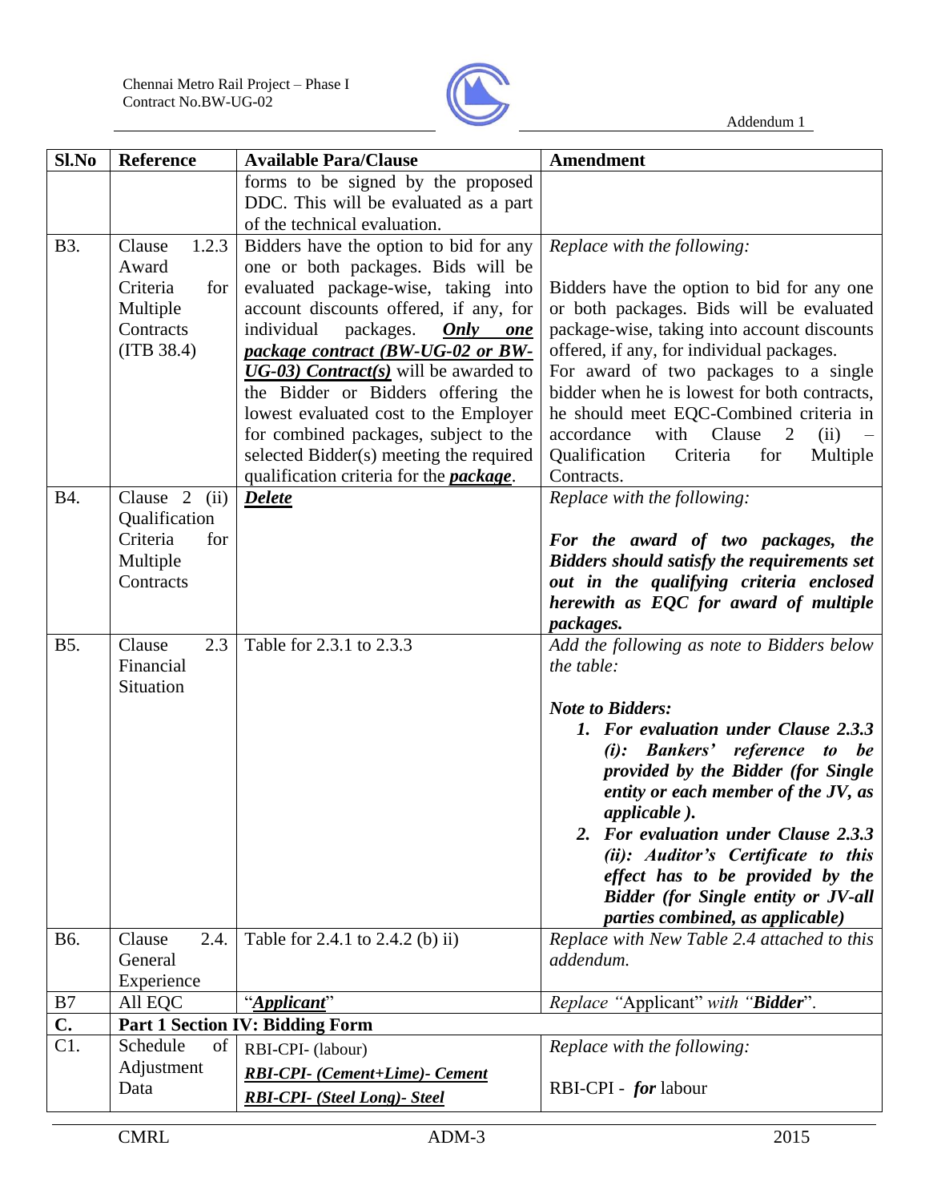| Sl.No | Reference | Available Para/Clause | Amendment |
|---|---|---|---|
| | | forms to be signed by the proposed DDC. This will be evaluated as a part of the technical evaluation. | |
| B3. | Clause 1.2.3 Award Criteria for Multiple Contracts (ITB 38.4) | Bidders have the option to bid for any one or both packages. Bids will be evaluated package-wise, taking into account discounts offered, if any, for individual packages. ***<u>Only one package contract (BW-UG-02 or BW-UG-03) Contract(s)</u>*** will be awarded to the Bidder or Bidders offering the lowest evaluated cost to the Employer for combined packages, subject to the selected Bidder(s) meeting the required qualification criteria for the ***<u>package</u>***. | *Replace with the following:*<br><br>Bidders have the option to bid for any one or both packages. Bids will be evaluated package-wise, taking into account discounts offered, if any, for individual packages.<br>For award of two packages to a single bidder when he is lowest for both contracts, he should meet EQC-Combined criteria in accordance with Clause 2 (ii) – Qualification Criteria for Multiple Contracts. |
| B4. | Clause 2 (ii) Qualification Criteria for Multiple Contracts | ***<u>Delete</u>*** | *Replace with the following:*<br><br>***For the award of two packages, the Bidders should satisfy the requirements set out in the qualifying criteria enclosed herewith as EQC for award of multiple packages.*** |
| B5. | Clause 2.3 Financial Situation | Table for 2.3.1 to 2.3.3 | *Add the following as note to Bidders below the table:*<br><br>***Note to Bidders:***<br>***1. For evaluation under Clause 2.3.3 (i): Bankers' reference to be provided by the Bidder (for Single entity or each member of the JV, as applicable ).***<br>***2. For evaluation under Clause 2.3.3 (ii): Auditor's Certificate to this effect has to be provided by the Bidder (for Single entity or JV-all parties combined, as applicable)*** |
| B6. | Clause 2.4. General Experience | Table for 2.4.1 to 2.4.2 (b) ii) | *Replace with New Table 2.4 attached to this addendum.* |
| B7 | All EQC | "***<u>Applicant</u>***" | *Replace* "Applicant" *with* "***Bidder***". |
| **C.** | **Part 1 Section IV: Bidding Form** | | |
| C1. | Schedule of Adjustment Data | RBI-CPI- (labour)<br>***<u>RBI-CPI- (Cement+Lime)- Cement</u>***<br>***<u>RBI-CPI- (Steel Long)- Steel</u>*** | *Replace with the following:*<br><br>RBI-CPI - ***for*** labour |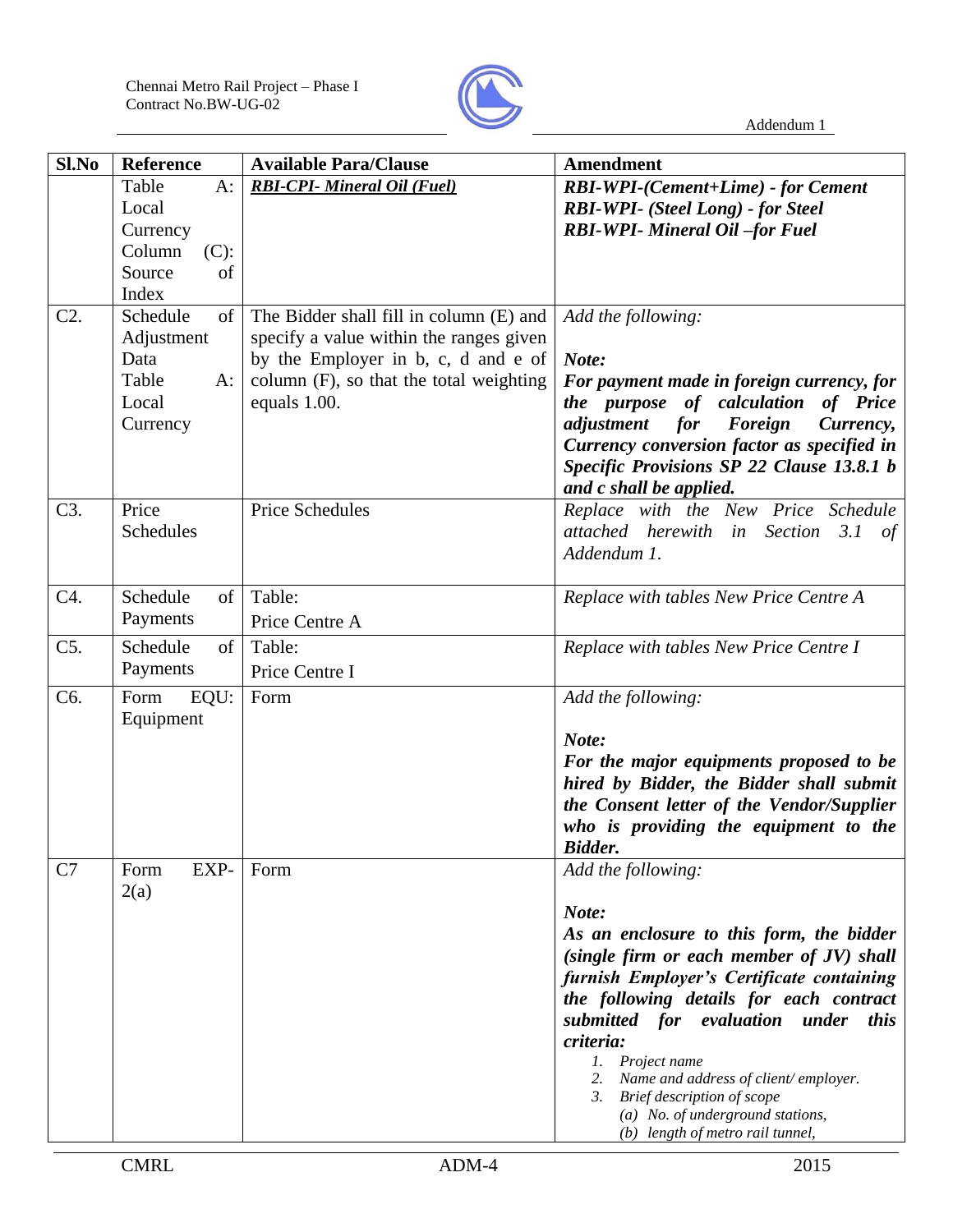| Sl.No | Reference | Available Para/Clause | Amendment |
|---|---|---|---|
| | Table A: Local Currency Column (C): Source of Index | ***RBI-CPI- Mineral Oil (Fuel)*** | ***RBI-WPI-(Cement+Lime) - for Cement*** <br> ***RBI-WPI- (Steel Long) - for Steel*** <br> ***RBI-WPI- Mineral Oil –for Fuel*** |
| C2. | Schedule of Adjustment Data Table A: Local Currency | The Bidder shall fill in column (E) and specify a value within the ranges given by the Employer in b, c, d and e of column (F), so that the total weighting equals 1.00. | *Add the following:* <br><br> ***Note:*** <br> ***For payment made in foreign currency, for the purpose of calculation of Price adjustment for Foreign Currency, Currency conversion factor as specified in Specific Provisions SP 22 Clause 13.8.1 b and c shall be applied.*** |
| C3. | Price Schedules | Price Schedules | *Replace with the New Price Schedule attached herewith in Section 3.1 of Addendum 1.* |
| C4. | Schedule of Payments | Table: <br> Price Centre A | *Replace with tables New Price Centre A* |
| C5. | Schedule of Payments | Table: <br> Price Centre I | *Replace with tables New Price Centre I* |
| C6. | Form EQU: Equipment | Form | *Add the following:* <br><br> ***Note:*** <br> ***For the major equipments proposed to be hired by Bidder, the Bidder shall submit the Consent letter of the Vendor/Supplier who is providing the equipment to the Bidder.*** |
| C7 | Form EXP-2(a) | Form | *Add the following:* <br><br> ***Note:*** <br> ***As an enclosure to this form, the bidder (single firm or each member of JV) shall furnish Employer's Certificate containing the following details for each contract submitted for evaluation under this criteria:*** <br> *1. Project name* <br> *2. Name and address of client/ employer.* <br> *3. Brief description of scope* <br> *(a) No. of underground stations,* <br> *(b) length of metro rail tunnel,* |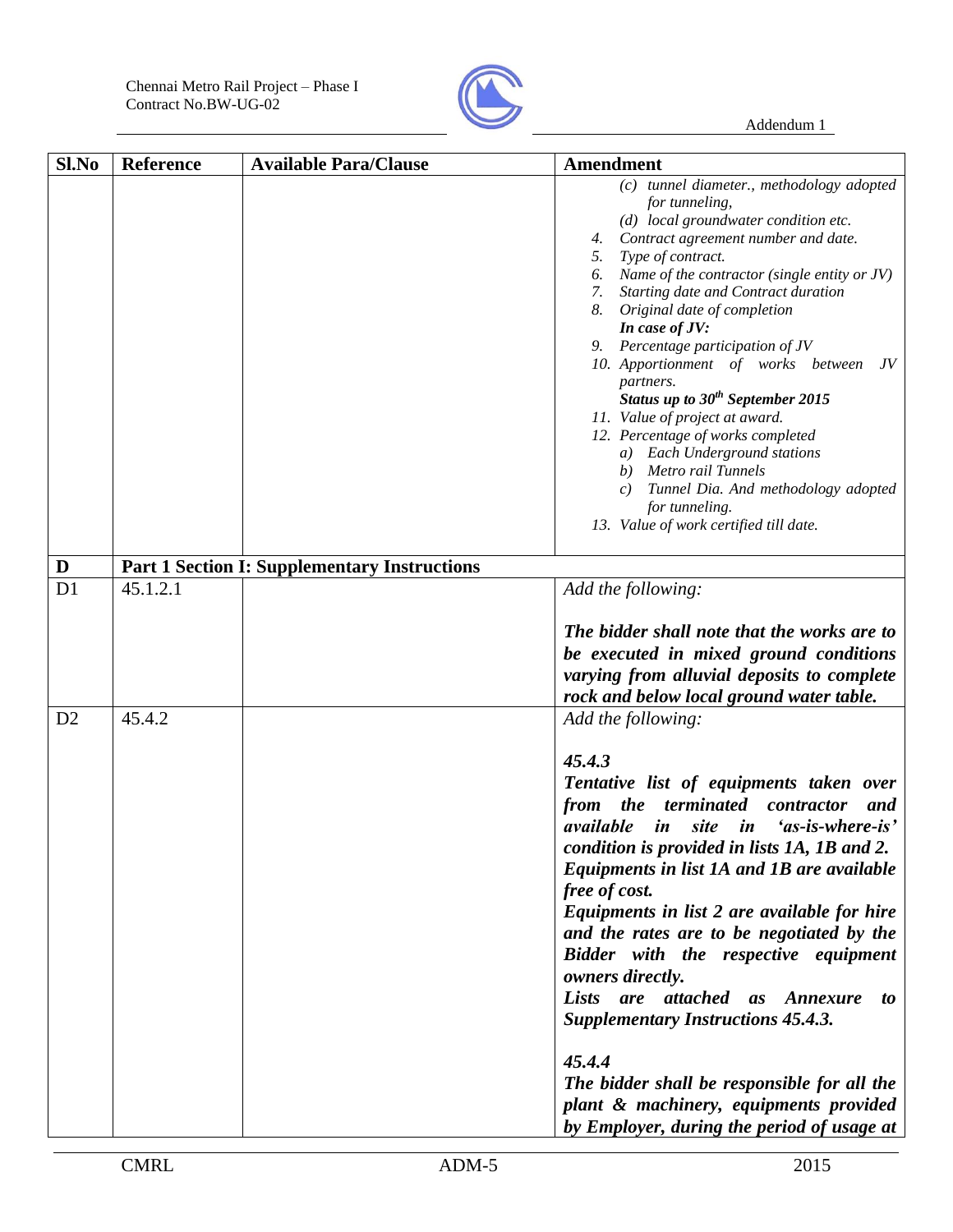| Sl.No | Reference | Available Para/Clause | Amendment |
|---|---|---|---|
| | | | *(c) tunnel diameter., methodology adopted for tunneling,*<br>*(d) local groundwater condition etc.*<br>*4. Contract agreement number and date.*<br>*5. Type of contract.*<br>*6. Name of the contractor (single entity or JV)*<br>*7. Starting date and Contract duration*<br>*8. Original date of completion*<br>***In case of JV:***<br>*9. Percentage participation of JV*<br>*10. Apportionment of works between JV partners.*<br>***Status up to 30th September 2015***<br>*11. Value of project at award.*<br>*12. Percentage of works completed*<br>*a) Each Underground stations*<br>*b) Metro rail Tunnels*<br>*c) Tunnel Dia. And methodology adopted for tunneling.*<br>*13. Value of work certified till date.* |
| **D** | **Part 1 Section I: Supplementary Instructions** | | |
| D1 | 45.1.2.1 | | *Add the following:*<br><br>***The bidder shall note that the works are to be executed in mixed ground conditions varying from alluvial deposits to complete rock and below local ground water table.*** |
| D2 | 45.4.2 | | *Add the following:*<br><br>***45.4.3***<br>***Tentative list of equipments taken over from the terminated contractor and available in site in 'as-is-where-is' condition is provided in lists 1A, 1B and 2. Equipments in list 1A and 1B are available free of cost.***<br>***Equipments in list 2 are available for hire and the rates are to be negotiated by the Bidder with the respective equipment owners directly.***<br>***Lists are attached as Annexure to Supplementary Instructions 45.4.3.***<br><br>***45.4.4***<br>***The bidder shall be responsible for all the plant & machinery, equipments provided by Employer, during the period of usage at*** |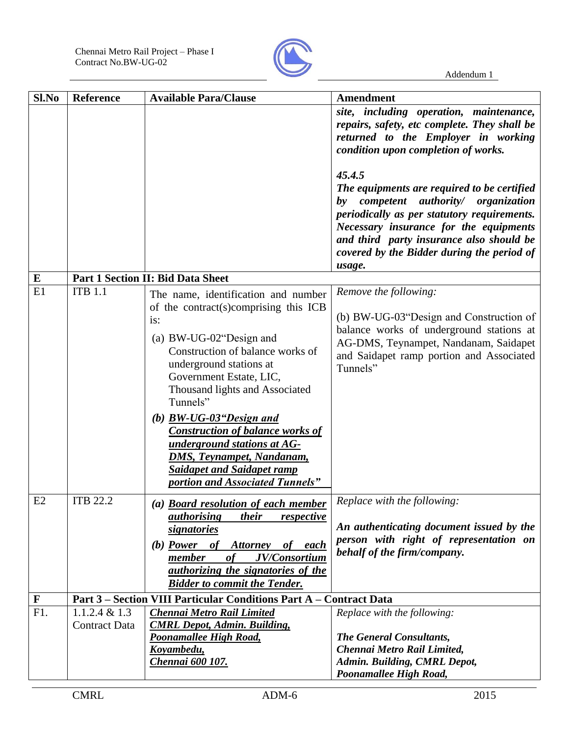| Sl.No | Reference | Available Para/Clause | Amendment |
|---|---|---|---|
| | | | ***site, including operation, maintenance, repairs, safety, etc complete. They shall be returned to the Employer in working condition upon completion of works.***<br><br>***45.4.5***<br>***The equipments are required to be certified by competent authority/ organization periodically as per statutory requirements. Necessary insurance for the equipments and third party insurance also should be covered by the Bidder during the period of usage.*** |
| **E** | **Part 1 Section II: Bid Data Sheet** | | |
| E1 | ITB 1.1 | The name, identification and number of the contract(s)comprising this ICB is:<br>(a) BW-UG-02"Design and Construction of balance works of underground stations at Government Estate, LIC, Thousand lights and Associated Tunnels"<br>***(b) <u>BW-UG-03"Design and Construction of balance works of underground stations at AG-DMS, Teynampet, Nandanam, Saidapet and Saidapet ramp portion and Associated Tunnels"</u>*** | *Remove the following:*<br><br>(b) BW-UG-03"Design and Construction of balance works of underground stations at AG-DMS, Teynampet, Nandanam, Saidapet and Saidapet ramp portion and Associated Tunnels" |
| E2 | ITB 22.2 | ***(a) <u>Board resolution of each member authorising their respective signatories</u>***<br>***(b) <u>Power of Attorney of each member of JV/Consortium authorizing the signatories of the Bidder to commit the Tender.</u>*** | *Replace with the following:*<br><br>***An authenticating document issued by the person with right of representation on behalf of the firm/company.*** |
| **F** | **Part 3 – Section VIII Particular Conditions Part A – Contract Data** | | |
| F1. | 1.1.2.4 & 1.3 Contract Data | ***<u>Chennai Metro Rail Limited</u>***<br>***<u>CMRL Depot, Admin. Building,</u>***<br>***<u>Poonamallee High Road,</u>***<br>***<u>Koyambedu,</u>***<br>***<u>Chennai 600 107.</u>*** | *Replace with the following:*<br><br>***The General Consultants,***<br>***Chennai Metro Rail Limited,***<br>***Admin. Building, CMRL Depot,***<br>***Poonamallee High Road,*** |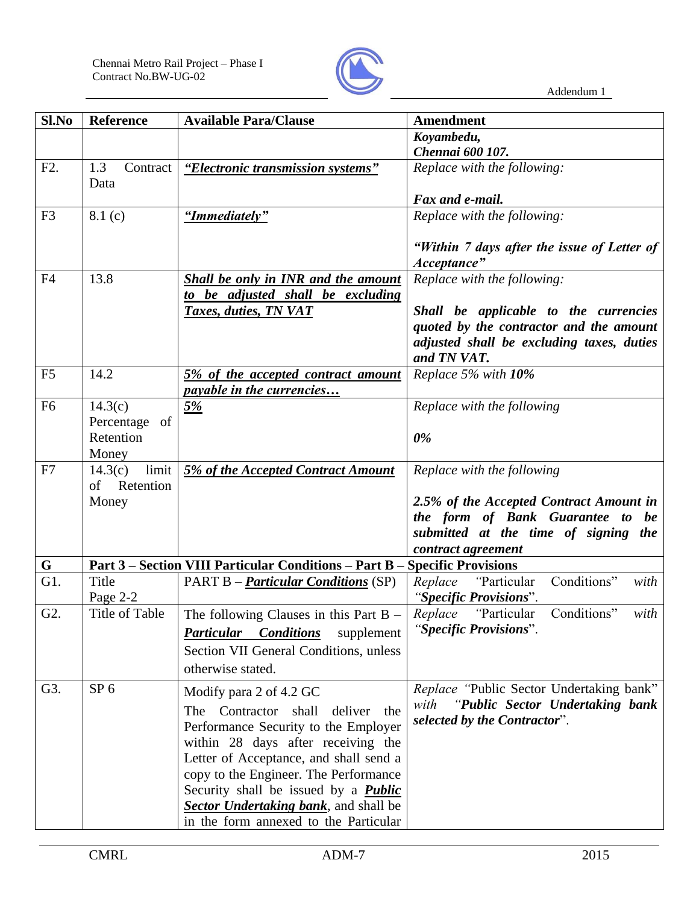| Sl.No | Reference | Available Para/Clause | Amendment |
|---|---|---|---|
| | | | ***Koyambedu,*** ***Chennai 600 107.*** |
| F2. | 1.3 Contract Data | ***"Electronic transmission systems"*** | *Replace with the following:* ***Fax and e-mail.*** |
| F3 | 8.1 (c) | ***"Immediately"*** | *Replace with the following:* ***"Within 7 days after the issue of Letter of Acceptance"*** |
| F4 | 13.8 | ***Shall be only in INR and the amount to be adjusted shall be excluding Taxes, duties, TN VAT*** | *Replace with the following:* ***Shall be applicable to the currencies quoted by the contractor and the amount adjusted shall be excluding taxes, duties and TN VAT.*** |
| F5 | 14.2 | ***5% of the accepted contract amount payable in the currencies…*** | *Replace 5% with* ***10%*** |
| F6 | 14.3(c) Percentage of Retention Money | ***5%*** | *Replace with the following* ***0%*** |
| F7 | 14.3(c) limit of Retention Money | ***5% of the Accepted Contract Amount*** | *Replace with the following* ***2.5% of the Accepted Contract Amount in the form of Bank Guarantee to be submitted at the time of signing the contract agreement*** |
| **G** | **Part 3 – Section VIII Particular Conditions – Part B – Specific Provisions** | | |
| G1. | Title Page 2-2 | PART B – ***Particular Conditions*** (SP) | *Replace* "Particular Conditions" *with* "***Specific Provisions***". |
| G2. | Title of Table | The following Clauses in this Part B – ***Particular Conditions*** supplement Section VII General Conditions, unless otherwise stated. | *Replace* "Particular Conditions" *with* "***Specific Provisions***". |
| G3. | SP 6 | Modify para 2 of 4.2 GC The Contractor shall deliver the Performance Security to the Employer within 28 days after receiving the Letter of Acceptance, and shall send a copy to the Engineer. The Performance Security shall be issued by a ***Public Sector Undertaking bank***, and shall be in the form annexed to the Particular | *Replace* "Public Sector Undertaking bank" *with* "***Public Sector Undertaking bank selected by the Contractor***". |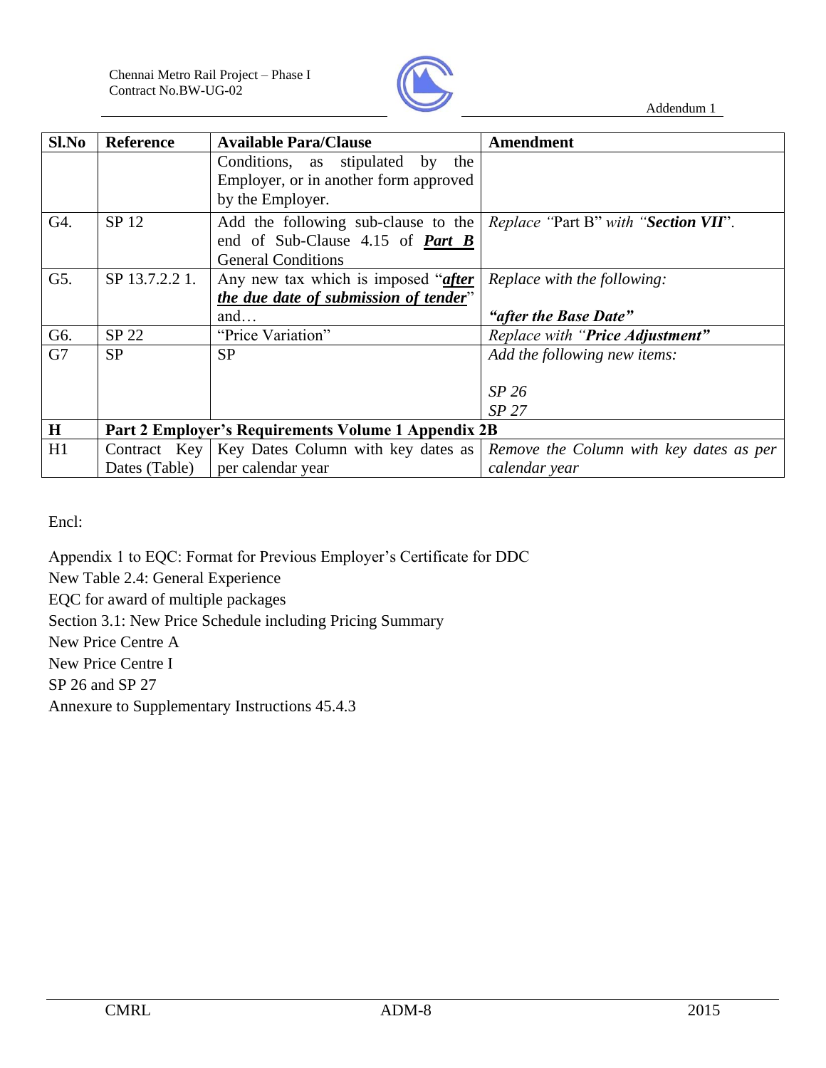| Sl.No | Reference | Available Para/Clause | Amendment |
|---|---|---|---|
| | | Conditions, as stipulated by the Employer, or in another form approved by the Employer. | |
| G4. | SP 12 | Add the following sub-clause to the end of Sub-Clause 4.15 of ***Part B*** General Conditions | *Replace* "Part B" *with* "***Section VII***". |
| G5. | SP 13.7.2.2 1. | Any new tax which is imposed "***after the due date of submission of tender***" and… | *Replace with the following:*<br><br>***"after the Base Date"*** |
| G6. | SP 22 | "Price Variation" | *Replace with* "***Price Adjustment"*** |
| G7 | SP | SP | *Add the following new items:*<br><br>*SP 26*<br>*SP 27* |
| **H** | **Part 2 Employer's Requirements Volume 1 Appendix 2B** | | |
| H1 | Contract Key Dates (Table) | Key Dates Column with key dates as per calendar year | *Remove the Column with key dates as per calendar year* |

Encl:

Appendix 1 to EQC: Format for Previous Employer's Certificate for DDC
New Table 2.4: General Experience
EQC for award of multiple packages
Section 3.1: New Price Schedule including Pricing Summary
New Price Centre A
New Price Centre I
SP 26 and SP 27
Annexure to Supplementary Instructions 45.4.3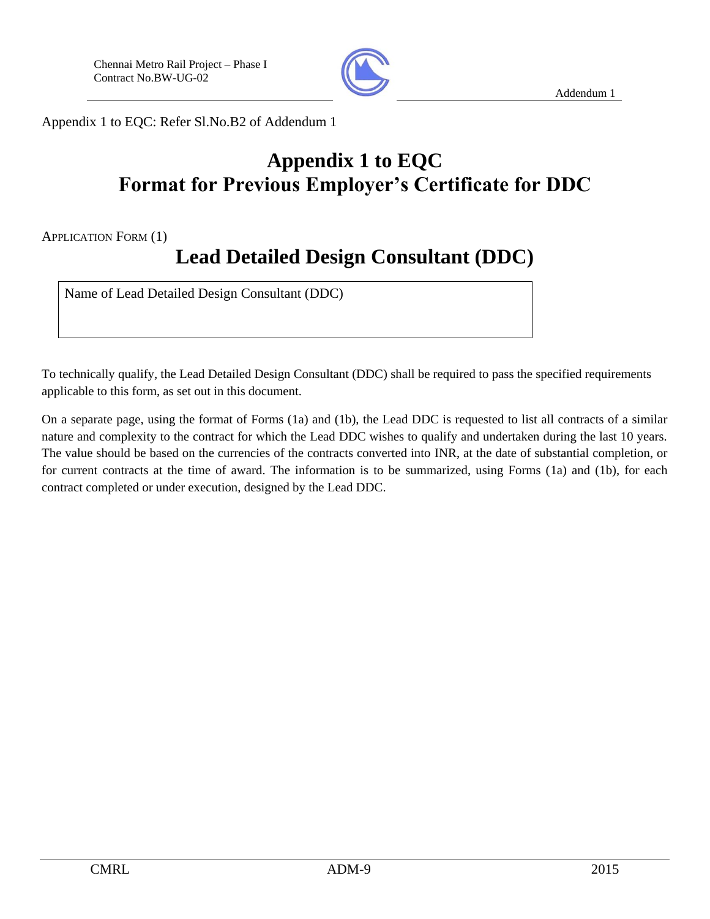Appendix 1 to EQC: Refer Sl.No.B2 of Addendum 1

# Appendix 1 to EQC
# Format for Previous Employer's Certificate for DDC

APPLICATION FORM (1)

## Lead Detailed Design Consultant (DDC)

| Name of Lead Detailed Design Consultant (DDC) |
|---|
| |

To technically qualify, the Lead Detailed Design Consultant (DDC) shall be required to pass the specified requirements applicable to this form, as set out in this document.

On a separate page, using the format of Forms (1a) and (1b), the Lead DDC is requested to list all contracts of a similar nature and complexity to the contract for which the Lead DDC wishes to qualify and undertaken during the last 10 years. The value should be based on the currencies of the contracts converted into INR, at the date of substantial completion, or for current contracts at the time of award. The information is to be summarized, using Forms (1a) and (1b), for each contract completed or under execution, designed by the Lead DDC.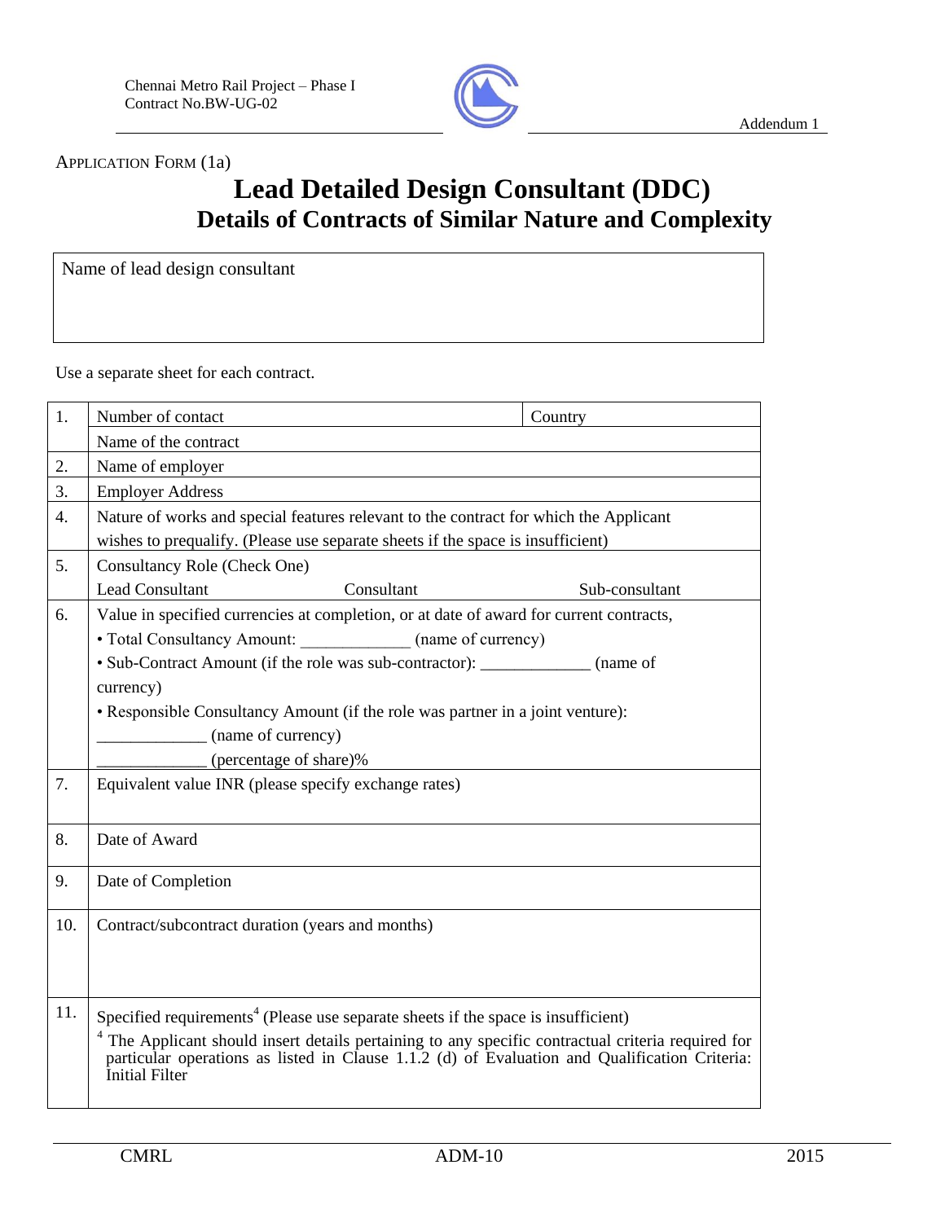APPLICATION FORM (1a)

# Lead Detailed Design Consultant (DDC)

## Details of Contracts of Similar Nature and Complexity

| Name of lead design consultant |
|---|
| |

Use a separate sheet for each contract.

| | | |
|---|---|---|
| 1. | Number of contact | Country |
| | Name of the contract | |
| 2. | Name of employer | |
| 3. | Employer Address | |
| 4. | Nature of works and special features relevant to the contract for which the Applicant wishes to prequalify. (Please use separate sheets if the space is insufficient) | |
| 5. | Consultancy Role (Check One)<br>Lead Consultant  Consultant  Sub-consultant | |
| 6. | Value in specified currencies at completion, or at date of award for current contracts,<br>• Total Consultancy Amount: _____________ (name of currency)<br>• Sub-Contract Amount (if the role was sub-contractor): _____________ (name of currency)<br>• Responsible Consultancy Amount (if the role was partner in a joint venture): _____________ (name of currency)<br>_____________ (percentage of share)% | |
| 7. | Equivalent value INR (please specify exchange rates) | |
| 8. | Date of Award | |
| 9. | Date of Completion | |
| 10. | Contract/subcontract duration (years and months) | |
| 11. | Specified requirements[4] (Please use separate sheets if the space is insufficient)<br>[4] The Applicant should insert details pertaining to any specific contractual criteria required for particular operations as listed in Clause 1.1.2 (d) of Evaluation and Qualification Criteria: Initial Filter | |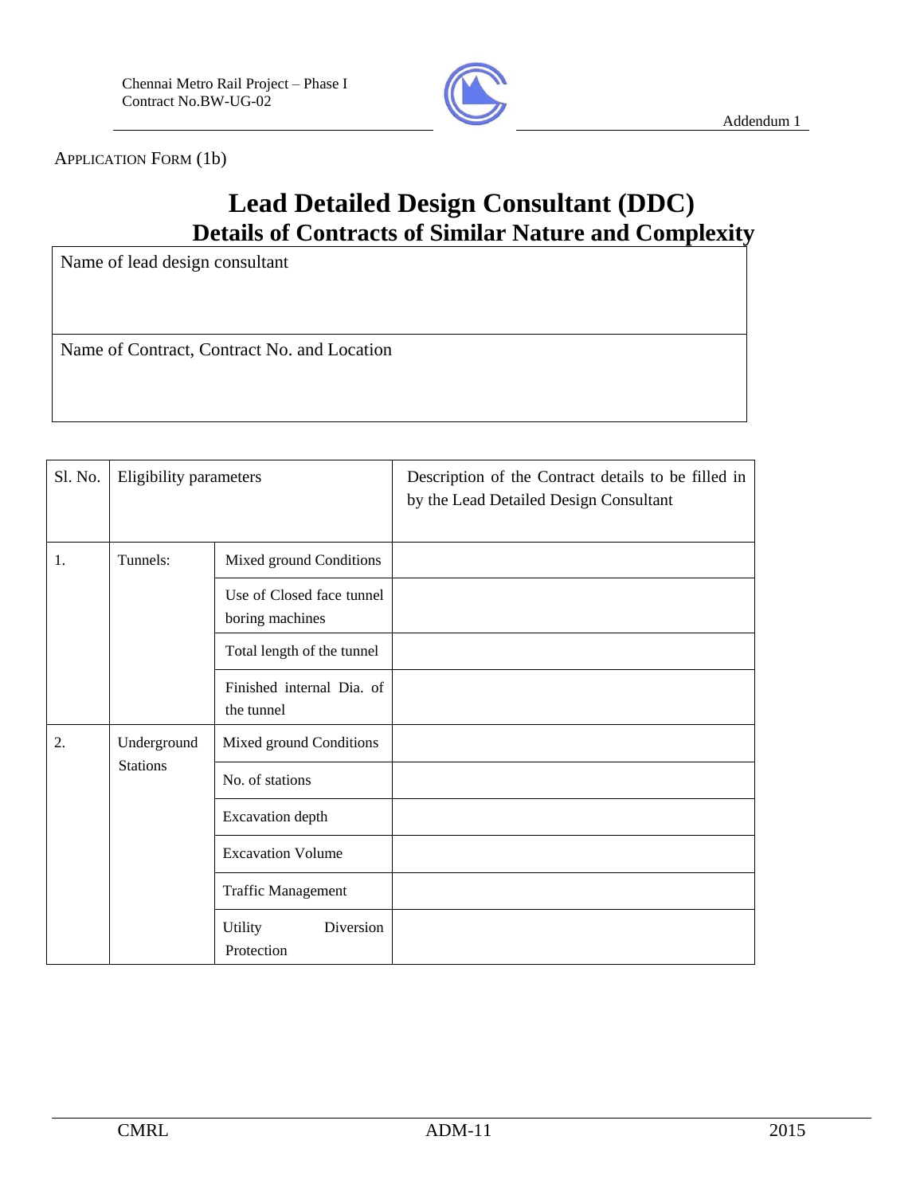APPLICATION FORM (1b)

# Lead Detailed Design Consultant (DDC)

## Details of Contracts of Similar Nature and Complexity

| Name of lead design consultant |
|---|
| |
| **Name of Contract, Contract No. and Location** |
| |

| Sl. No. | Eligibility parameters | | Description of the Contract details to be filled in by the Lead Detailed Design Consultant |
|---|---|---|---|
| 1. | Tunnels: | Mixed ground Conditions | |
| | | Use of Closed face tunnel boring machines | |
| | | Total length of the tunnel | |
| | | Finished internal Dia. of the tunnel | |
| 2. | Underground Stations | Mixed ground Conditions | |
| | | No. of stations | |
| | | Excavation depth | |
| | | Excavation Volume | |
| | | Traffic Management | |
| | | Utility Diversion Protection | |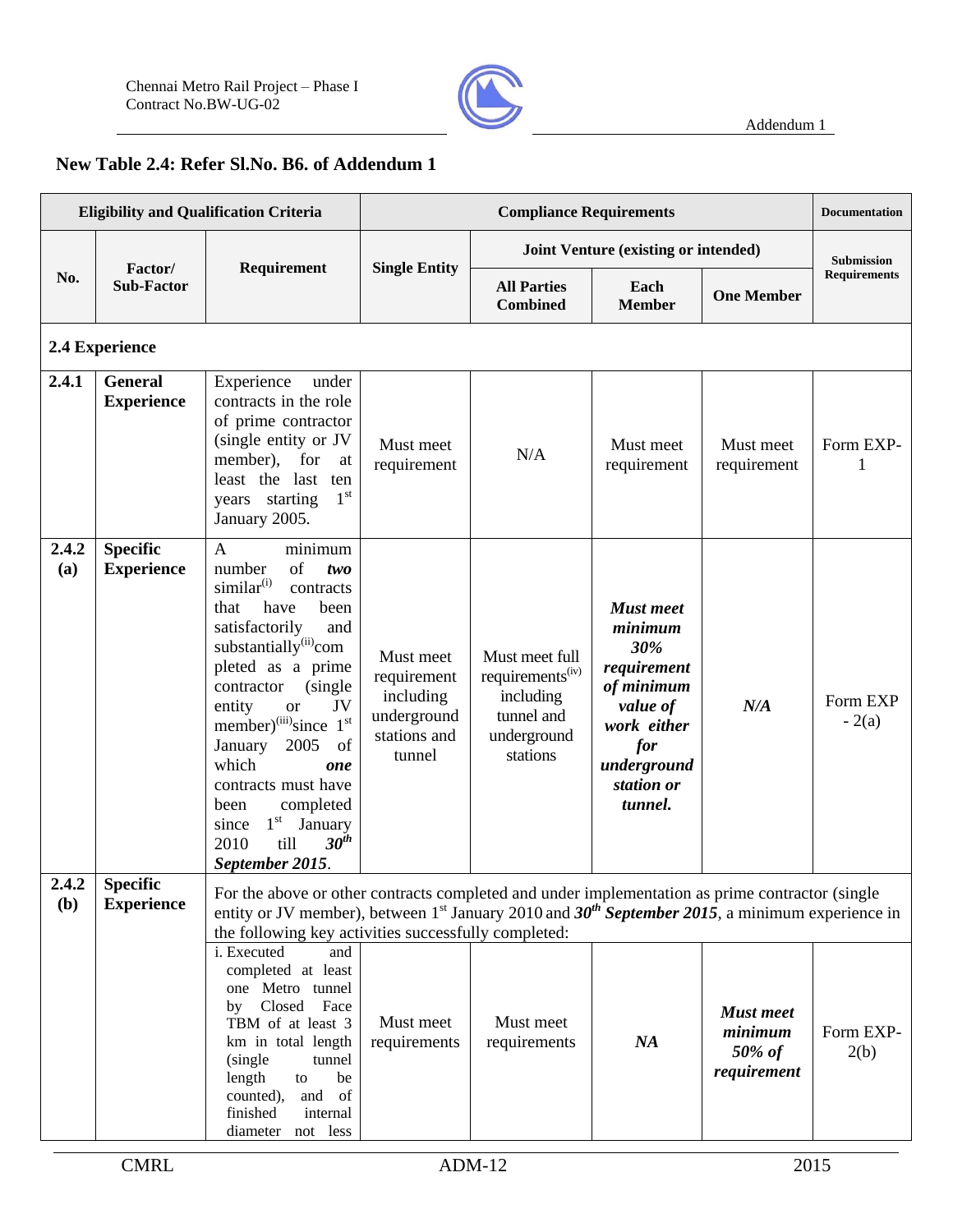## New Table 2.4: Refer Sl.No. B6. of Addendum 1

| Eligibility and Qualification Criteria | | | Compliance Requirements | | | | Documentation |
|---|---|---|---|---|---|---|---|
| No. | Factor/ Sub-Factor | Requirement | Single Entity | Joint Venture (existing or intended) | | | Submission Requirements |
| | | | | All Parties Combined | Each Member | One Member | |
| **2.4 Experience** | | | | | | | |
| **2.4.1** | **General Experience** | Experience under contracts in the role of prime contractor (single entity or JV member), for at least the last ten years starting 1st January 2005. | Must meet requirement | N/A | Must meet requirement | Must meet requirement | Form EXP-1 |
| **2.4.2 (a)** | **Specific Experience** | A minimum number of ***two*** similar[(i)] contracts that have been satisfactorily and substantially[(ii)]completed as a prime contractor (single entity or JV member)[(iii)]since 1st January 2005 of which ***one*** contracts must have been completed since 1st January 2010 till ***30th September 2015***. | Must meet requirement including underground stations and tunnel | Must meet full requirements[(iv)] including tunnel and underground stations | ***Must meet minimum 30% requirement of minimum value of work either for underground station or tunnel.*** | ***N/A*** | Form EXP - 2(a) |
| **2.4.2 (b)** | **Specific Experience** | For the above or other contracts completed and under implementation as prime contractor (single entity or JV member), between 1st January 2010 and ***30th September 2015***, a minimum experience in the following key activities successfully completed: | | | | | |
| | | i. Executed and completed at least one Metro tunnel by Closed Face TBM of at least 3 km in total length (single tunnel length to be counted), and of finished internal diameter not less | Must meet requirements | Must meet requirements | ***NA*** | ***Must meet minimum 50% of requirement*** | Form EXP-2(b) |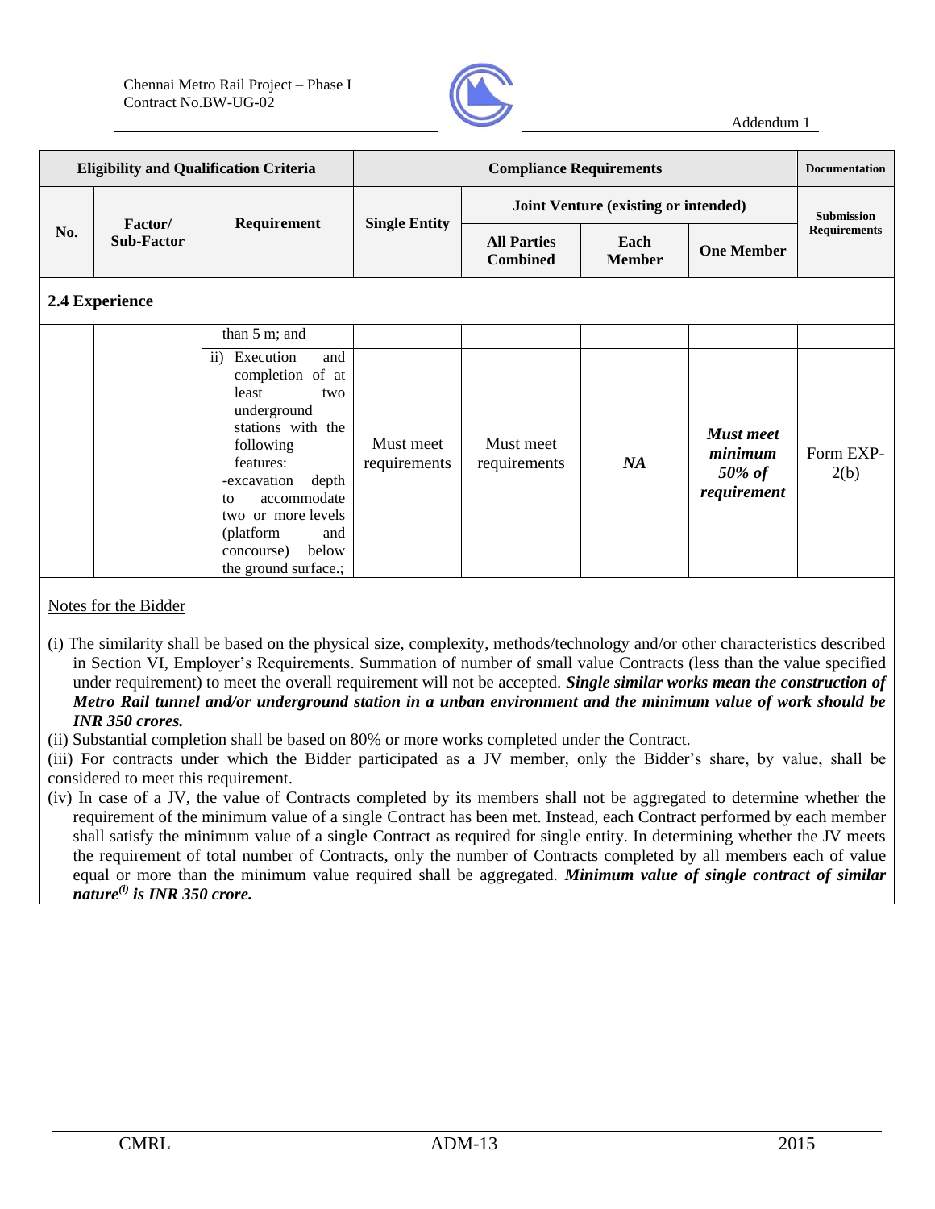| Eligibility and Qualification Criteria | | | Compliance Requirements | | | | Documentation |
|---|---|---|---|---|---|---|---|
| No. | Factor/ Sub-Factor | Requirement | Single Entity | Joint Venture (existing or intended) | | | Submission Requirements |
| | | | | All Parties Combined | Each Member | One Member | |
| **2.4 Experience** | | | | | | | |
| | | than 5 m; and | | | | | |
| | | ii) Execution and completion of at least two underground stations with the following features: -excavation depth to accommodate two or more levels (platform and concourse) below the ground surface.; | Must meet requirements | Must meet requirements | ***NA*** | ***Must meet minimum 50% of requirement*** | Form EXP-2(b) |

Notes for the Bidder

(i) The similarity shall be based on the physical size, complexity, methods/technology and/or other characteristics described in Section VI, Employer's Requirements. Summation of number of small value Contracts (less than the value specified under requirement) to meet the overall requirement will not be accepted. ***Single similar works mean the construction of Metro Rail tunnel and/or underground station in a unban environment and the minimum value of work should be INR 350 crores.***

(ii) Substantial completion shall be based on 80% or more works completed under the Contract.

(iii) For contracts under which the Bidder participated as a JV member, only the Bidder's share, by value, shall be considered to meet this requirement.

(iv) In case of a JV, the value of Contracts completed by its members shall not be aggregated to determine whether the requirement of the minimum value of a single Contract has been met. Instead, each Contract performed by each member shall satisfy the minimum value of a single Contract as required for single entity. In determining whether the JV meets the requirement of total number of Contracts, only the number of Contracts completed by all members each of value equal or more than the minimum value required shall be aggregated. ***Minimum value of single contract of similar nature[(i)] is INR 350 crore.***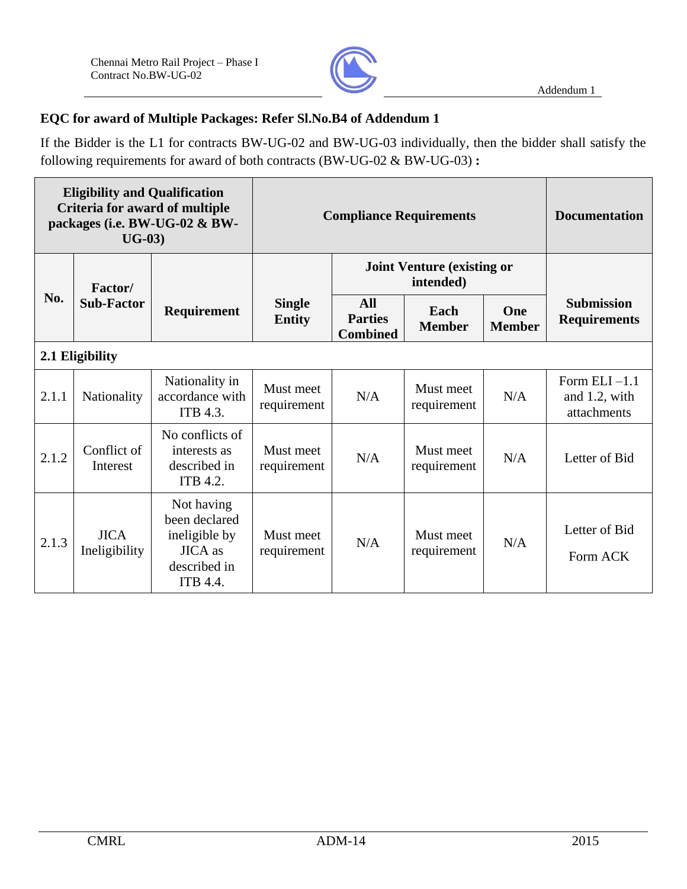**EQC for award of Multiple Packages: Refer Sl.No.B4 of Addendum 1**

If the Bidder is the L1 for contracts BW-UG-02 and BW-UG-03 individually, then the bidder shall satisfy the following requirements for award of both contracts (BW-UG-02 & BW-UG-03) **:**

| Eligibility and Qualification Criteria for award of multiple packages (i.e. BW-UG-02 & BW-UG-03) | | | Compliance Requirements | | | | Documentation |
|---|---|---|---|---|---|---|---|
| **No.** | **Factor/ Sub-Factor** | **Requirement** | **Single Entity** | **Joint Venture (existing or intended)** | | | **Submission Requirements** |
| | | | | **All Parties Combined** | **Each Member** | **One Member** | |
| **2.1 Eligibility** | | | | | | | |
| 2.1.1 | Nationality | Nationality in accordance with ITB 4.3. | Must meet requirement | N/A | Must meet requirement | N/A | Form ELI –1.1 and 1.2, with attachments |
| 2.1.2 | Conflict of Interest | No conflicts of interests as described in ITB 4.2. | Must meet requirement | N/A | Must meet requirement | N/A | Letter of Bid |
| 2.1.3 | JICA Ineligibility | Not having been declared ineligible by JICA as described in ITB 4.4. | Must meet requirement | N/A | Must meet requirement | N/A | Letter of Bid<br>Form ACK |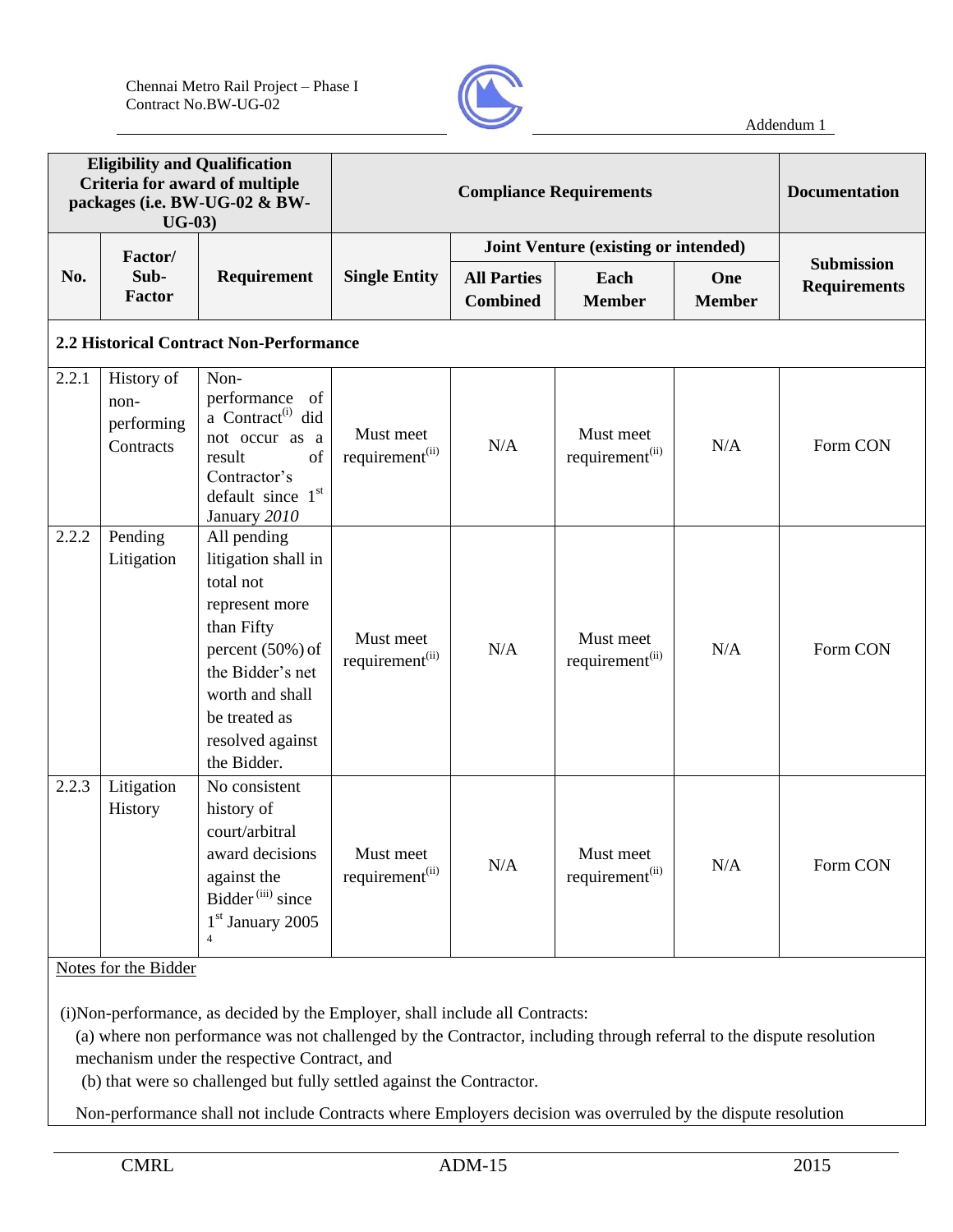| Eligibility and Qualification Criteria for award of multiple packages (i.e. BW-UG-02 & BW-UG-03) | | | Compliance Requirements | | | | Documentation |
|---|---|---|---|---|---|---|---|
| No. | Factor/ Sub-Factor | Requirement | Single Entity | Joint Venture (existing or intended) | | | Submission Requirements |
| | | | | All Parties Combined | Each Member | One Member | |
| **2.2 Historical Contract Non-Performance** | | | | | | | |
| 2.2.1 | History of non-performing Contracts | Non-performance of a Contract(i) did not occur as a result of Contractor's default since 1st January *2010* | Must meet requirement(ii) | N/A | Must meet requirement(ii) | N/A | Form CON |
| 2.2.2 | Pending Litigation | All pending litigation shall in total not represent more than Fifty percent (50%) of the Bidder's net worth and shall be treated as resolved against the Bidder. | Must meet requirement(ii) | N/A | Must meet requirement(ii) | N/A | Form CON |
| 2.2.3 | Litigation History | No consistent history of court/arbitral award decisions against the Bidder (iii) since 1st January 2005 [4] | Must meet requirement(ii) | N/A | Must meet requirement(ii) | N/A | Form CON |

Notes for the Bidder

(i)Non-performance, as decided by the Employer, shall include all Contracts:

(a) where non performance was not challenged by the Contractor, including through referral to the dispute resolution mechanism under the respective Contract, and

(b) that were so challenged but fully settled against the Contractor.

Non-performance shall not include Contracts where Employers decision was overruled by the dispute resolution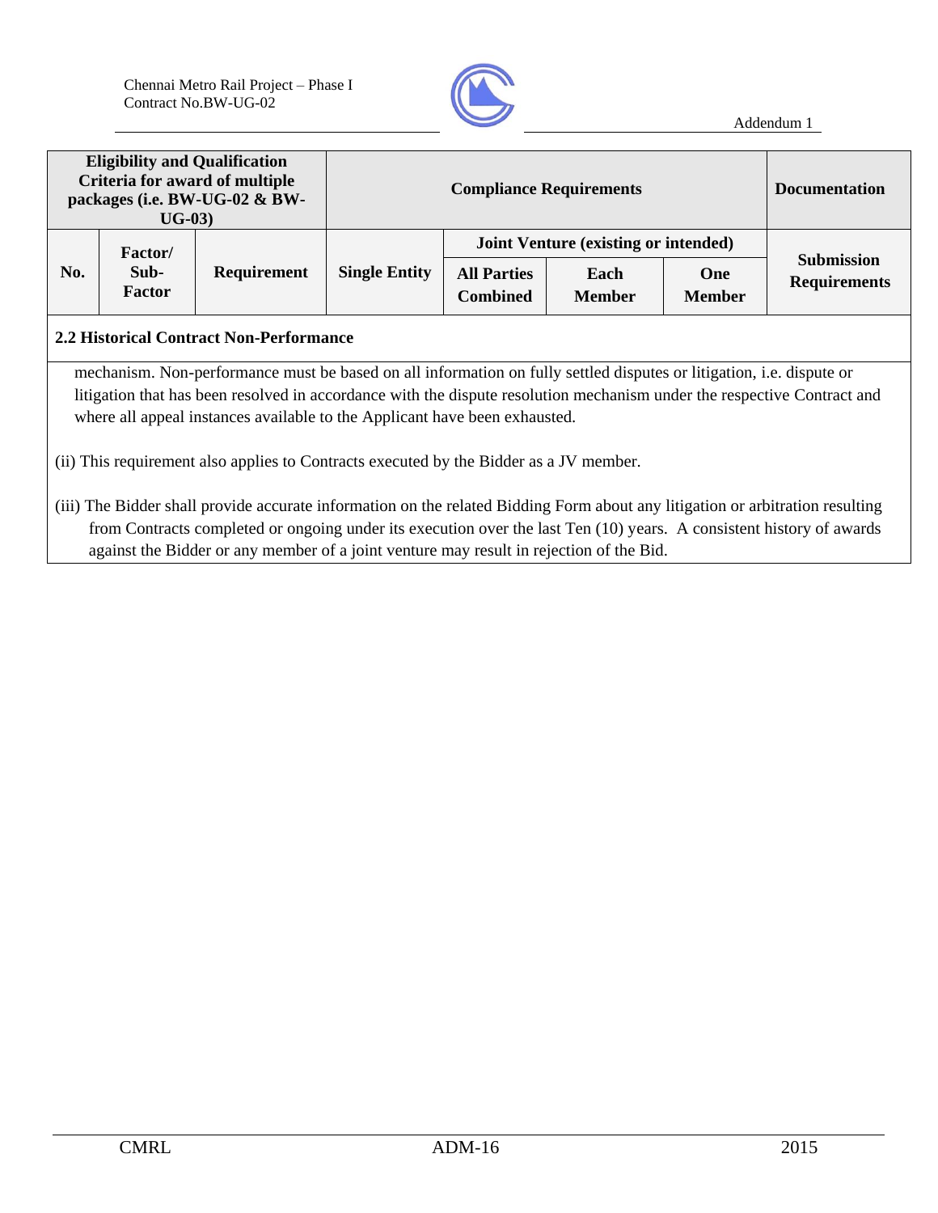| Eligibility and Qualification Criteria for award of multiple packages (i.e. BW-UG-02 & BW-UG-03) | | | Compliance Requirements | | | | Documentation |
|---|---|---|---|---|---|---|---|
| No. | Factor/ Sub-Factor | Requirement | Single Entity | Joint Venture (existing or intended) | | | Submission Requirements |
| | | | | All Parties Combined | Each Member | One Member | |

**2.2 Historical Contract Non-Performance**

mechanism. Non-performance must be based on all information on fully settled disputes or litigation, i.e. dispute or litigation that has been resolved in accordance with the dispute resolution mechanism under the respective Contract and where all appeal instances available to the Applicant have been exhausted.

(ii) This requirement also applies to Contracts executed by the Bidder as a JV member.

(iii) The Bidder shall provide accurate information on the related Bidding Form about any litigation or arbitration resulting from Contracts completed or ongoing under its execution over the last Ten (10) years. A consistent history of awards against the Bidder or any member of a joint venture may result in rejection of the Bid.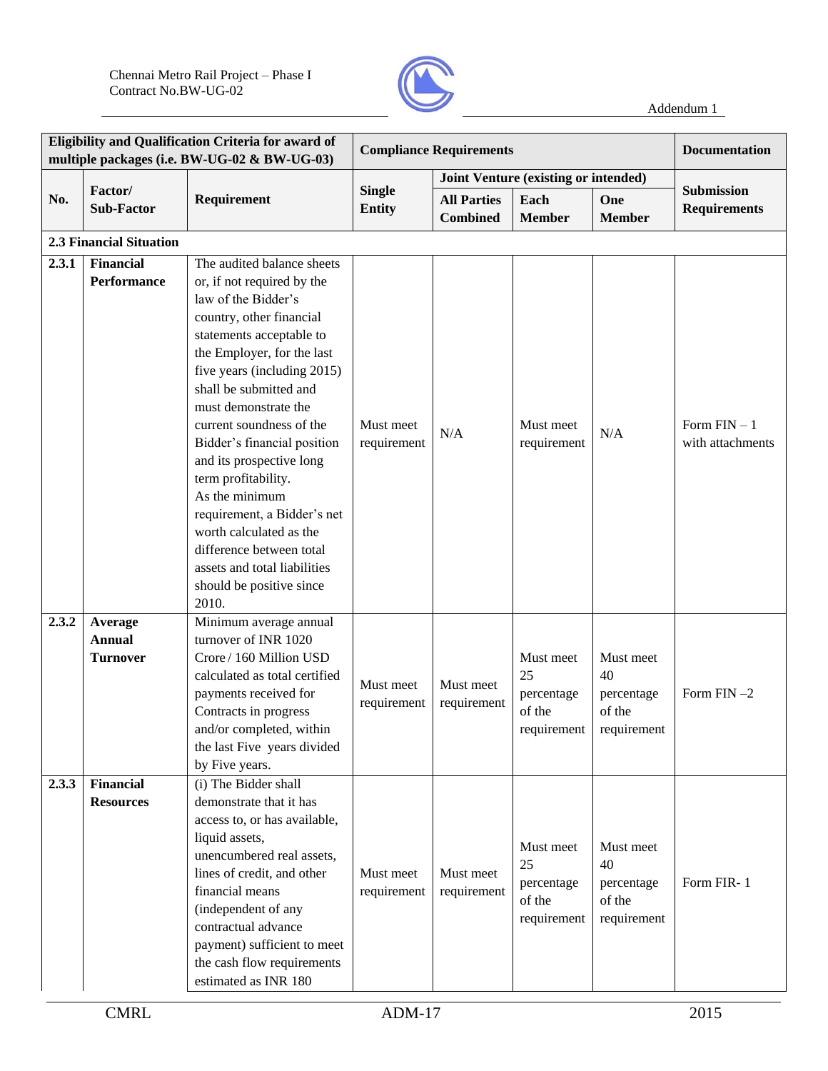| Eligibility and Qualification Criteria for award of multiple packages (i.e. BW-UG-02 & BW-UG-03) | | | Compliance Requirements | | | | Documentation |
|---|---|---|---|---|---|---|---|
| | | | | Joint Venture (existing or intended) | | | |
| **No.** | **Factor/ Sub-Factor** | **Requirement** | **Single Entity** | **All Parties Combined** | **Each Member** | **One Member** | **Submission Requirements** |
| **2.3 Financial Situation** | | | | | | | |
| **2.3.1** | **Financial Performance** | The audited balance sheets or, if not required by the law of the Bidder's country, other financial statements acceptable to the Employer, for the last five years (including 2015) shall be submitted and must demonstrate the current soundness of the Bidder's financial position and its prospective long term profitability. As the minimum requirement, a Bidder's net worth calculated as the difference between total assets and total liabilities should be positive since 2010. | Must meet requirement | N/A | Must meet requirement | N/A | Form FIN – 1 with attachments |
| **2.3.2** | **Average Annual Turnover** | Minimum average annual turnover of INR 1020 Crore / 160 Million USD calculated as total certified payments received for Contracts in progress and/or completed, within the last Five years divided by Five years. | Must meet requirement | Must meet requirement | Must meet 25 percentage of the requirement | Must meet 40 percentage of the requirement | Form FIN –2 |
| **2.3.3** | **Financial Resources** | (i) The Bidder shall demonstrate that it has access to, or has available, liquid assets, unencumbered real assets, lines of credit, and other financial means (independent of any contractual advance payment) sufficient to meet the cash flow requirements estimated as INR 180 | Must meet requirement | Must meet requirement | Must meet 25 percentage of the requirement | Must meet 40 percentage of the requirement | Form FIR- 1 |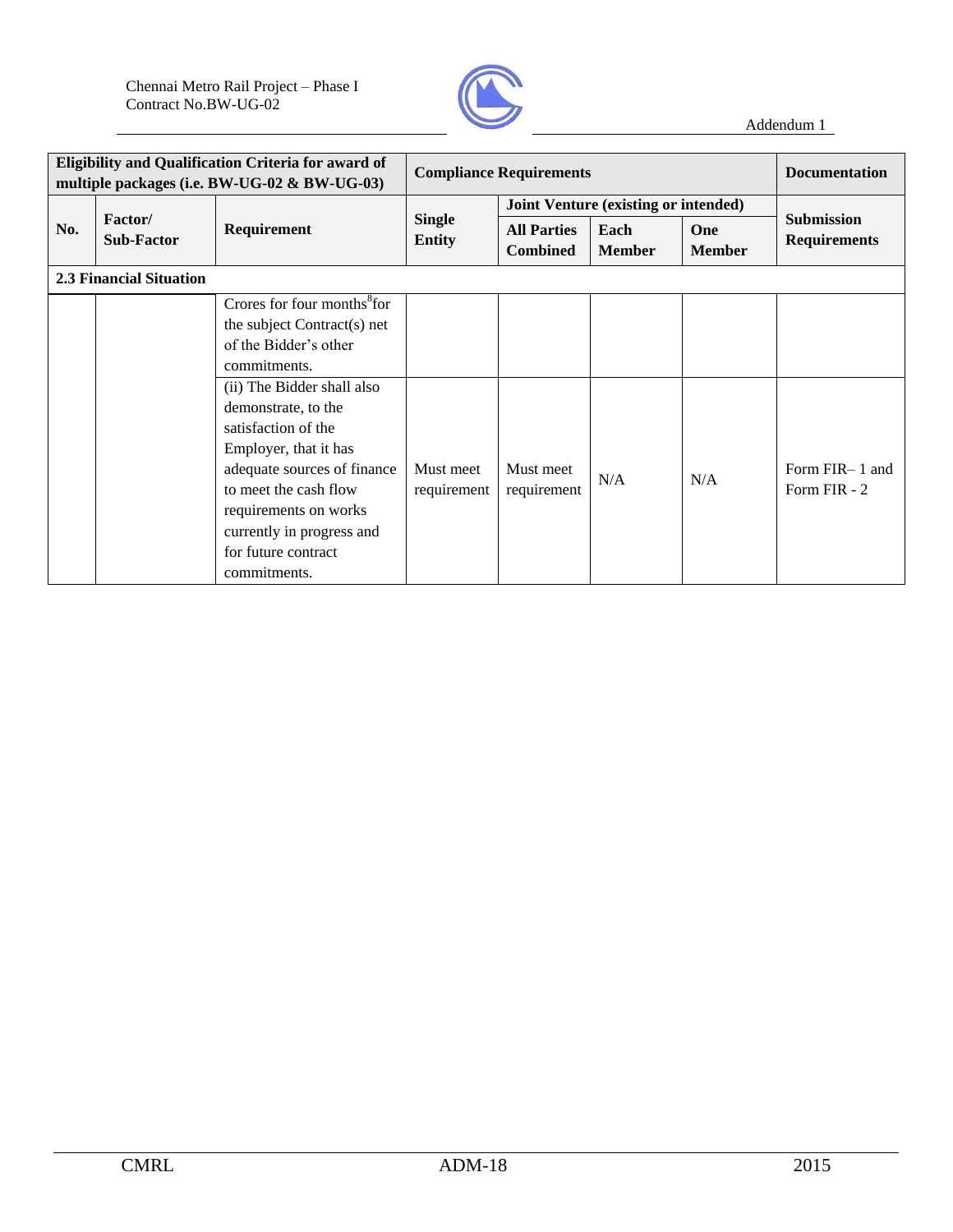| Eligibility and Qualification Criteria for award of multiple packages (i.e. BW-UG-02 & BW-UG-03) | | | Compliance Requirements | | | | Documentation |
|---|---|---|---|---|---|---|---|
| | | | | Joint Venture (existing or intended) | | | |
| **No.** | **Factor/ Sub-Factor** | **Requirement** | **Single Entity** | **All Parties Combined** | **Each Member** | **One Member** | **Submission Requirements** |
| **2.3 Financial Situation** | | | | | | | |
| | | Crores for four months[8] for the subject Contract(s) net of the Bidder's other commitments. | | | | | |
| | | (ii) The Bidder shall also demonstrate, to the satisfaction of the Employer, that it has adequate sources of finance to meet the cash flow requirements on works currently in progress and for future contract commitments. | Must meet requirement | Must meet requirement | N/A | N/A | Form FIR– 1 and Form FIR - 2 |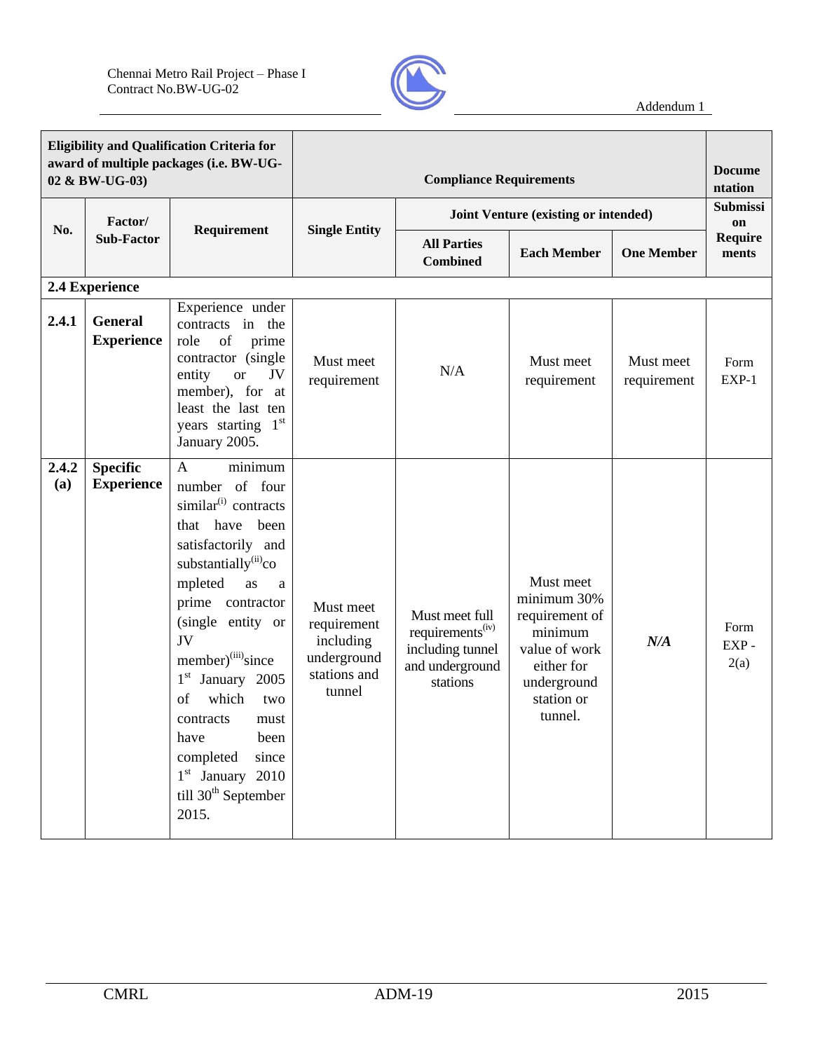| Eligibility and Qualification Criteria for award of multiple packages (i.e. BW-UG-02 & BW-UG-03) | | | Compliance Requirements | | | | Documentation |
|---|---|---|---|---|---|---|---|
| **No.** | **Factor/ Sub-Factor** | **Requirement** | **Single Entity** | **Joint Venture (existing or intended)** | | | **Submission Requirements** |
| | | | | **All Parties Combined** | **Each Member** | **One Member** | |
| **2.4 Experience** | | | | | | | |
| **2.4.1** | **General Experience** | Experience under contracts in the role of prime contractor (single entity or JV member), for at least the last ten years starting 1st January 2005. | Must meet requirement | N/A | Must meet requirement | Must meet requirement | Form EXP-1 |
| **2.4.2 (a)** | **Specific Experience** | A minimum number of four similar(i) contracts that have been satisfactorily and substantially(ii) completed as a prime contractor (single entity or JV member)(iii) since 1st January 2005 of which two contracts must have been completed since 1st January 2010 till 30th September 2015. | Must meet requirement including underground stations and tunnel | Must meet full requirements(iv) including tunnel and underground stations | Must meet minimum 30% requirement of minimum value of work either for underground station or tunnel. | ***N/A*** | Form EXP - 2(a) |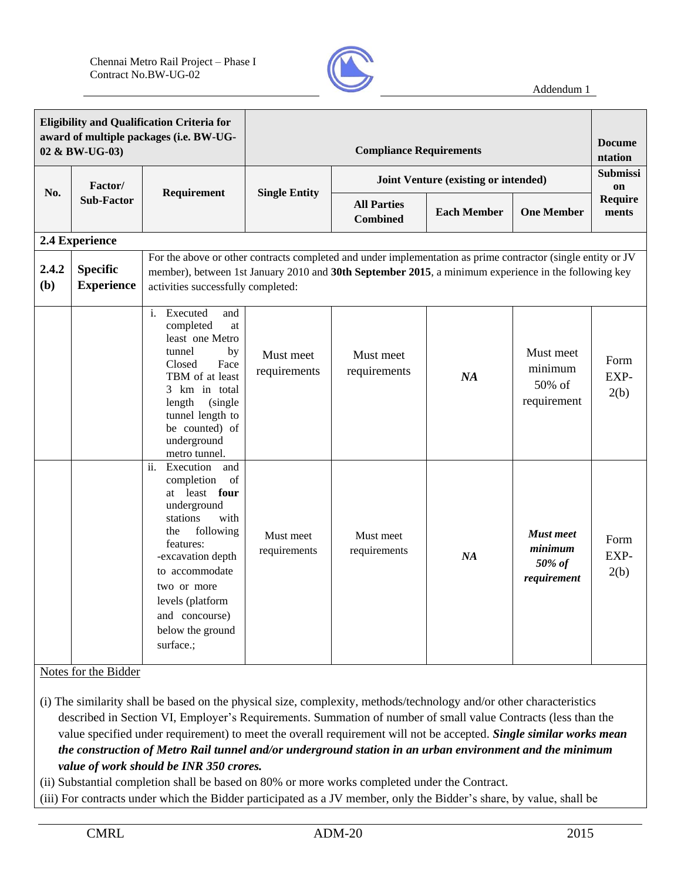| Eligibility and Qualification Criteria for award of multiple packages (i.e. BW-UG-02 & BW-UG-03) | | | Compliance Requirements | | | | Documentation |
|---|---|---|---|---|---|---|---|
| **No.** | **Factor/ Sub-Factor** | **Requirement** | **Single Entity** | **Joint Venture (existing or intended)** | | | **Submission Requirements** |
| | | | | **All Parties Combined** | **Each Member** | **One Member** | |
| **2.4 Experience** | | | | | | | |
| **2.4.2 (b)** | **Specific Experience** | For the above or other contracts completed and under implementation as prime contractor (single entity or JV member), between 1st January 2010 and **30th September 2015**, a minimum experience in the following key activities successfully completed: | | | | | |
| | | i. Executed and completed at least one Metro tunnel by Closed Face TBM of at least 3 km in total length (single tunnel length to be counted) of underground metro tunnel. | Must meet requirements | Must meet requirements | *NA* | Must meet minimum 50% of requirement | Form EXP-2(b) |
| | | ii. Execution and completion of at least **four** underground stations with the following features:<br>-excavation depth to accommodate two or more levels (platform and concourse) below the ground surface.; | Must meet requirements | Must meet requirements | *NA* | ***Must meet minimum 50% of requirement*** | Form EXP-2(b) |

Notes for the Bidder

(i) The similarity shall be based on the physical size, complexity, methods/technology and/or other characteristics described in Section VI, Employer's Requirements. Summation of number of small value Contracts (less than the value specified under requirement) to meet the overall requirement will not be accepted. ***Single similar works mean the construction of Metro Rail tunnel and/or underground station in an urban environment and the minimum value of work should be INR 350 crores.***

(ii) Substantial completion shall be based on 80% or more works completed under the Contract.

(iii) For contracts under which the Bidder participated as a JV member, only the Bidder's share, by value, shall be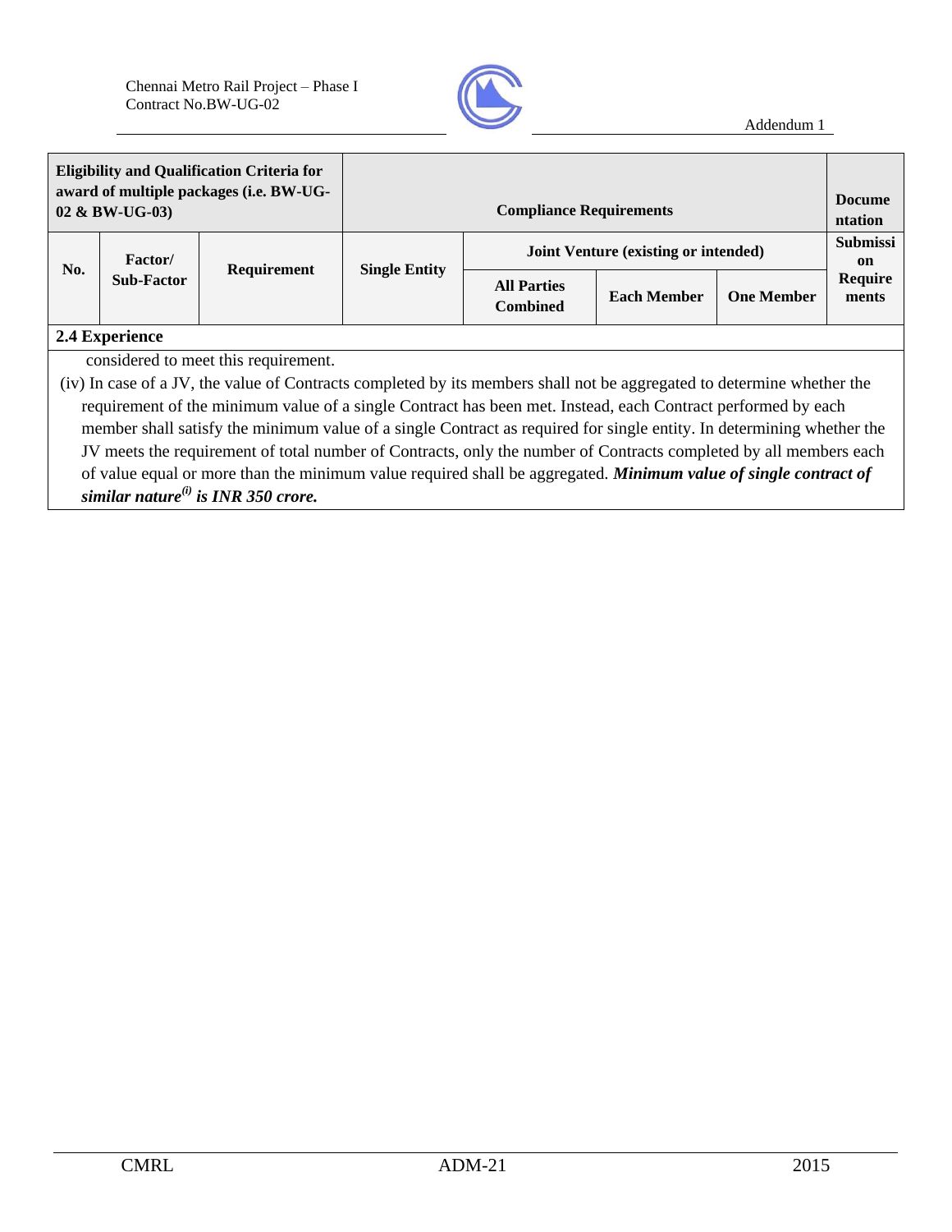| Eligibility and Qualification Criteria for award of multiple packages (i.e. BW-UG-02 & BW-UG-03) | | | Compliance Requirements | | | | Documentation |
|---|---|---|---|---|---|---|---|
| No. | Factor/ Sub-Factor | Requirement | Single Entity | Joint Venture (existing or intended) | | | Submission Requirements |
| | | | | All Parties Combined | Each Member | One Member | |
| **2.4 Experience** | | | | | | | |

considered to meet this requirement.

(iv) In case of a JV, the value of Contracts completed by its members shall not be aggregated to determine whether the requirement of the minimum value of a single Contract has been met. Instead, each Contract performed by each member shall satisfy the minimum value of a single Contract as required for single entity. In determining whether the JV meets the requirement of total number of Contracts, only the number of Contracts completed by all members each of value equal or more than the minimum value required shall be aggregated. ***Minimum value of single contract of similar nature[(i)] is INR 350 crore.***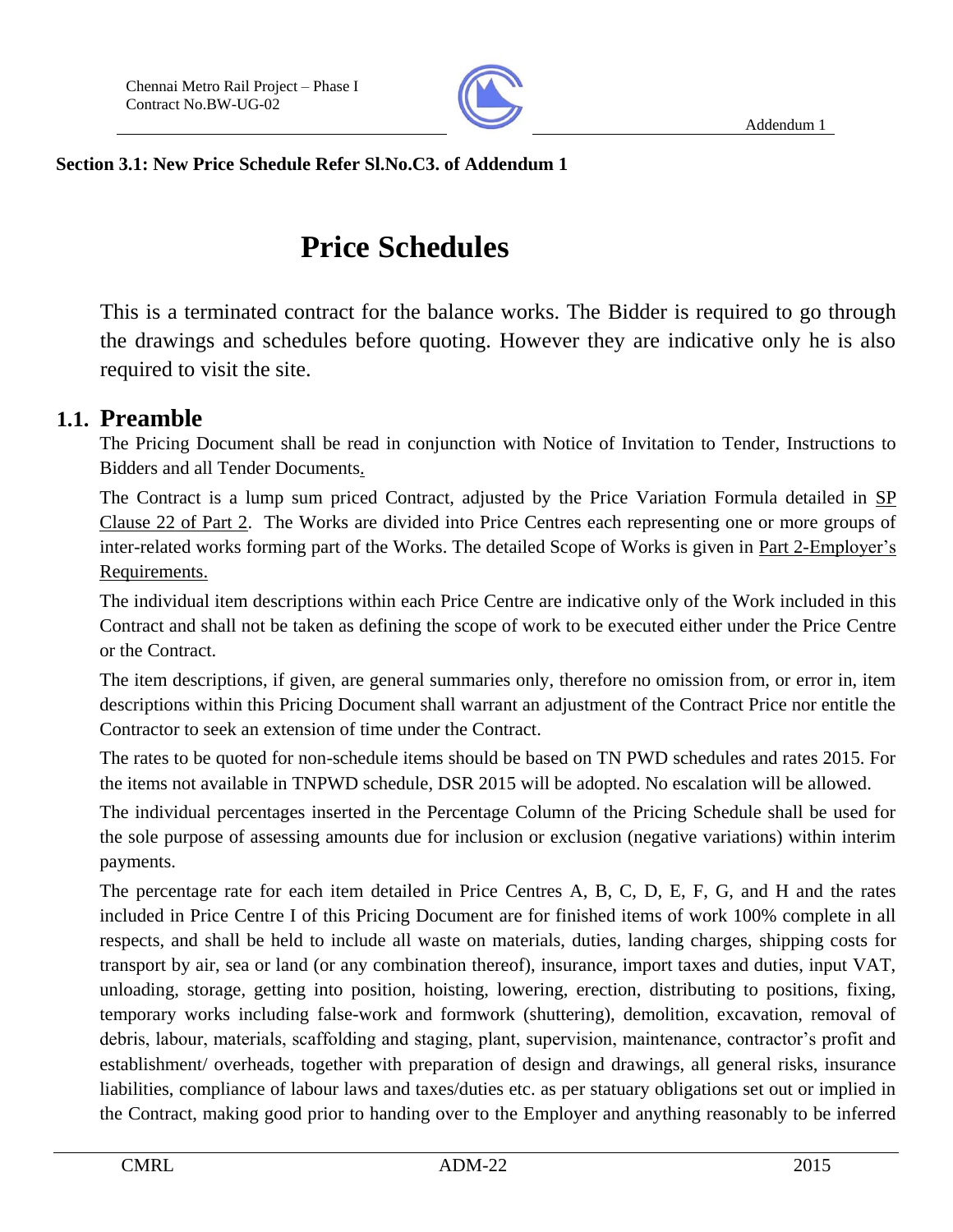**Section 3.1: New Price Schedule Refer Sl.No.C3. of Addendum 1**

# Price Schedules

This is a terminated contract for the balance works. The Bidder is required to go through the drawings and schedules before quoting. However they are indicative only he is also required to visit the site.

## 1.1. Preamble

The Pricing Document shall be read in conjunction with Notice of Invitation to Tender, Instructions to Bidders and all Tender Documents.

The Contract is a lump sum priced Contract, adjusted by the Price Variation Formula detailed in SP Clause 22 of Part 2. The Works are divided into Price Centres each representing one or more groups of inter-related works forming part of the Works. The detailed Scope of Works is given in Part 2-Employer's Requirements.

The individual item descriptions within each Price Centre are indicative only of the Work included in this Contract and shall not be taken as defining the scope of work to be executed either under the Price Centre or the Contract.

The item descriptions, if given, are general summaries only, therefore no omission from, or error in, item descriptions within this Pricing Document shall warrant an adjustment of the Contract Price nor entitle the Contractor to seek an extension of time under the Contract.

The rates to be quoted for non-schedule items should be based on TN PWD schedules and rates 2015. For the items not available in TNPWD schedule, DSR 2015 will be adopted. No escalation will be allowed.

The individual percentages inserted in the Percentage Column of the Pricing Schedule shall be used for the sole purpose of assessing amounts due for inclusion or exclusion (negative variations) within interim payments.

The percentage rate for each item detailed in Price Centres A, B, C, D, E, F, G, and H and the rates included in Price Centre I of this Pricing Document are for finished items of work 100% complete in all respects, and shall be held to include all waste on materials, duties, landing charges, shipping costs for transport by air, sea or land (or any combination thereof), insurance, import taxes and duties, input VAT, unloading, storage, getting into position, hoisting, lowering, erection, distributing to positions, fixing, temporary works including false-work and formwork (shuttering), demolition, excavation, removal of debris, labour, materials, scaffolding and staging, plant, supervision, maintenance, contractor's profit and establishment/ overheads, together with preparation of design and drawings, all general risks, insurance liabilities, compliance of labour laws and taxes/duties etc. as per statuary obligations set out or implied in the Contract, making good prior to handing over to the Employer and anything reasonably to be inferred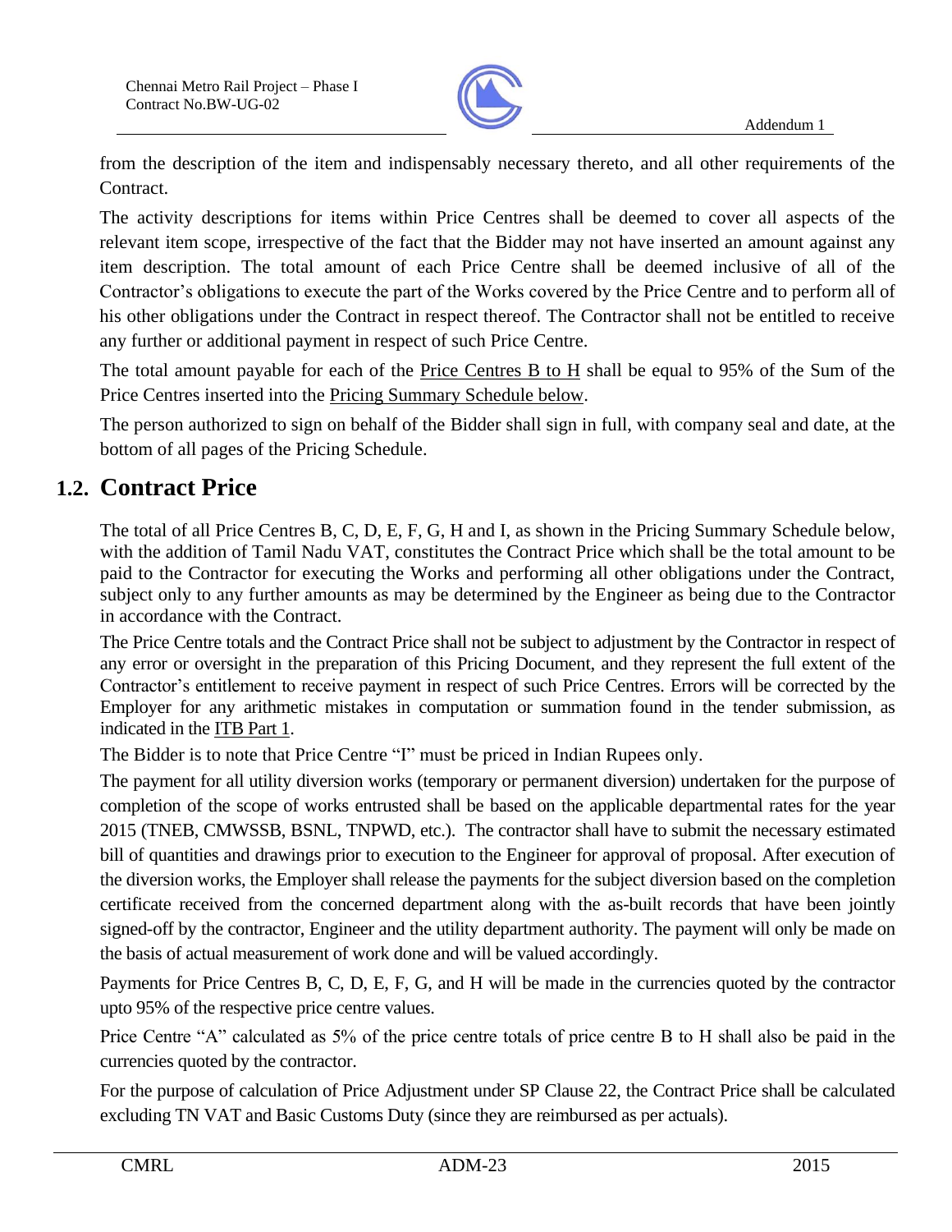from the description of the item and indispensably necessary thereto, and all other requirements of the Contract.

The activity descriptions for items within Price Centres shall be deemed to cover all aspects of the relevant item scope, irrespective of the fact that the Bidder may not have inserted an amount against any item description. The total amount of each Price Centre shall be deemed inclusive of all of the Contractor's obligations to execute the part of the Works covered by the Price Centre and to perform all of his other obligations under the Contract in respect thereof. The Contractor shall not be entitled to receive any further or additional payment in respect of such Price Centre.

The total amount payable for each of the Price Centres B to H shall be equal to 95% of the Sum of the Price Centres inserted into the Pricing Summary Schedule below.

The person authorized to sign on behalf of the Bidder shall sign in full, with company seal and date, at the bottom of all pages of the Pricing Schedule.

## 1.2. Contract Price

The total of all Price Centres B, C, D, E, F, G, H and I, as shown in the Pricing Summary Schedule below, with the addition of Tamil Nadu VAT, constitutes the Contract Price which shall be the total amount to be paid to the Contractor for executing the Works and performing all other obligations under the Contract, subject only to any further amounts as may be determined by the Engineer as being due to the Contractor in accordance with the Contract.

The Price Centre totals and the Contract Price shall not be subject to adjustment by the Contractor in respect of any error or oversight in the preparation of this Pricing Document, and they represent the full extent of the Contractor's entitlement to receive payment in respect of such Price Centres. Errors will be corrected by the Employer for any arithmetic mistakes in computation or summation found in the tender submission, as indicated in the ITB Part 1.

The Bidder is to note that Price Centre "I" must be priced in Indian Rupees only.

The payment for all utility diversion works (temporary or permanent diversion) undertaken for the purpose of completion of the scope of works entrusted shall be based on the applicable departmental rates for the year 2015 (TNEB, CMWSSB, BSNL, TNPWD, etc.). The contractor shall have to submit the necessary estimated bill of quantities and drawings prior to execution to the Engineer for approval of proposal. After execution of the diversion works, the Employer shall release the payments for the subject diversion based on the completion certificate received from the concerned department along with the as-built records that have been jointly signed-off by the contractor, Engineer and the utility department authority. The payment will only be made on the basis of actual measurement of work done and will be valued accordingly.

Payments for Price Centres B, C, D, E, F, G, and H will be made in the currencies quoted by the contractor upto 95% of the respective price centre values.

Price Centre "A" calculated as 5% of the price centre totals of price centre B to H shall also be paid in the currencies quoted by the contractor.

For the purpose of calculation of Price Adjustment under SP Clause 22, the Contract Price shall be calculated excluding TN VAT and Basic Customs Duty (since they are reimbursed as per actuals).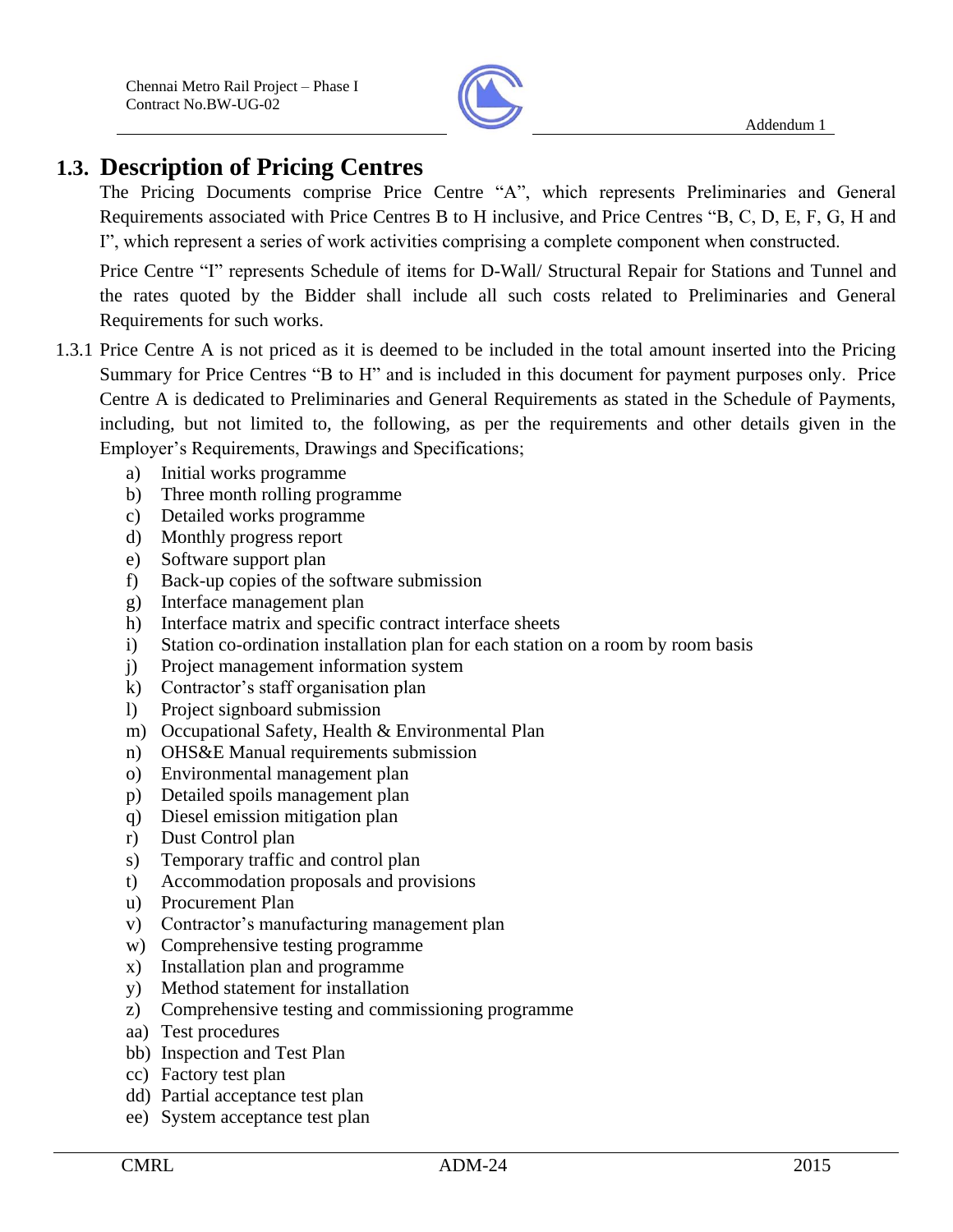## 1.3. Description of Pricing Centres

The Pricing Documents comprise Price Centre "A", which represents Preliminaries and General Requirements associated with Price Centres B to H inclusive, and Price Centres "B, C, D, E, F, G, H and I", which represent a series of work activities comprising a complete component when constructed.

Price Centre "I" represents Schedule of items for D-Wall/ Structural Repair for Stations and Tunnel and the rates quoted by the Bidder shall include all such costs related to Preliminaries and General Requirements for such works.

1.3.1 Price Centre A is not priced as it is deemed to be included in the total amount inserted into the Pricing Summary for Price Centres "B to H" and is included in this document for payment purposes only. Price Centre A is dedicated to Preliminaries and General Requirements as stated in the Schedule of Payments, including, but not limited to, the following, as per the requirements and other details given in the Employer's Requirements, Drawings and Specifications;

- a) Initial works programme
- b) Three month rolling programme
- c) Detailed works programme
- d) Monthly progress report
- e) Software support plan
- f) Back-up copies of the software submission
- g) Interface management plan
- h) Interface matrix and specific contract interface sheets
- i) Station co-ordination installation plan for each station on a room by room basis
- j) Project management information system
- k) Contractor's staff organisation plan
- l) Project signboard submission
- m) Occupational Safety, Health & Environmental Plan
- n) OHS&E Manual requirements submission
- o) Environmental management plan
- p) Detailed spoils management plan
- q) Diesel emission mitigation plan
- r) Dust Control plan
- s) Temporary traffic and control plan
- t) Accommodation proposals and provisions
- u) Procurement Plan
- v) Contractor's manufacturing management plan
- w) Comprehensive testing programme
- x) Installation plan and programme
- y) Method statement for installation
- z) Comprehensive testing and commissioning programme
- aa) Test procedures
- bb) Inspection and Test Plan
- cc) Factory test plan
- dd) Partial acceptance test plan
- ee) System acceptance test plan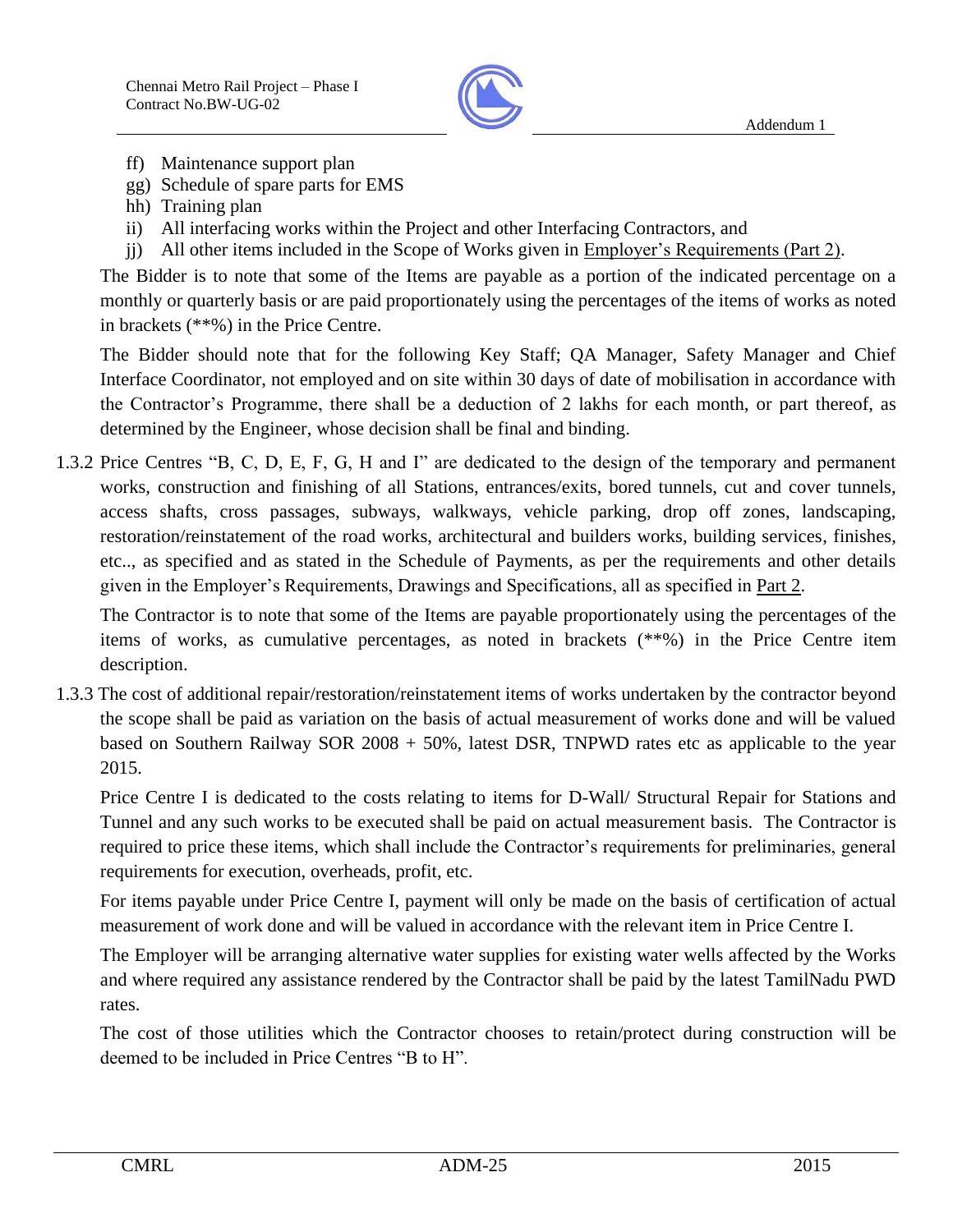ff) Maintenance support plan

gg) Schedule of spare parts for EMS

hh) Training plan

ii) All interfacing works within the Project and other Interfacing Contractors, and

jj) All other items included in the Scope of Works given in Employer's Requirements (Part 2).

The Bidder is to note that some of the Items are payable as a portion of the indicated percentage on a monthly or quarterly basis or are paid proportionately using the percentages of the items of works as noted in brackets (**%) in the Price Centre.

The Bidder should note that for the following Key Staff; QA Manager, Safety Manager and Chief Interface Coordinator, not employed and on site within 30 days of date of mobilisation in accordance with the Contractor's Programme, there shall be a deduction of 2 lakhs for each month, or part thereof, as determined by the Engineer, whose decision shall be final and binding.

1.3.2 Price Centres "B, C, D, E, F, G, H and I" are dedicated to the design of the temporary and permanent works, construction and finishing of all Stations, entrances/exits, bored tunnels, cut and cover tunnels, access shafts, cross passages, subways, walkways, vehicle parking, drop off zones, landscaping, restoration/reinstatement of the road works, architectural and builders works, building services, finishes, etc.., as specified and as stated in the Schedule of Payments, as per the requirements and other details given in the Employer's Requirements, Drawings and Specifications, all as specified in Part 2.

The Contractor is to note that some of the Items are payable proportionately using the percentages of the items of works, as cumulative percentages, as noted in brackets (**%) in the Price Centre item description.

1.3.3 The cost of additional repair/restoration/reinstatement items of works undertaken by the contractor beyond the scope shall be paid as variation on the basis of actual measurement of works done and will be valued based on Southern Railway SOR 2008 + 50%, latest DSR, TNPWD rates etc as applicable to the year 2015.

Price Centre I is dedicated to the costs relating to items for D-Wall/ Structural Repair for Stations and Tunnel and any such works to be executed shall be paid on actual measurement basis. The Contractor is required to price these items, which shall include the Contractor's requirements for preliminaries, general requirements for execution, overheads, profit, etc.

For items payable under Price Centre I, payment will only be made on the basis of certification of actual measurement of work done and will be valued in accordance with the relevant item in Price Centre I.

The Employer will be arranging alternative water supplies for existing water wells affected by the Works and where required any assistance rendered by the Contractor shall be paid by the latest TamilNadu PWD rates.

The cost of those utilities which the Contractor chooses to retain/protect during construction will be deemed to be included in Price Centres "B to H".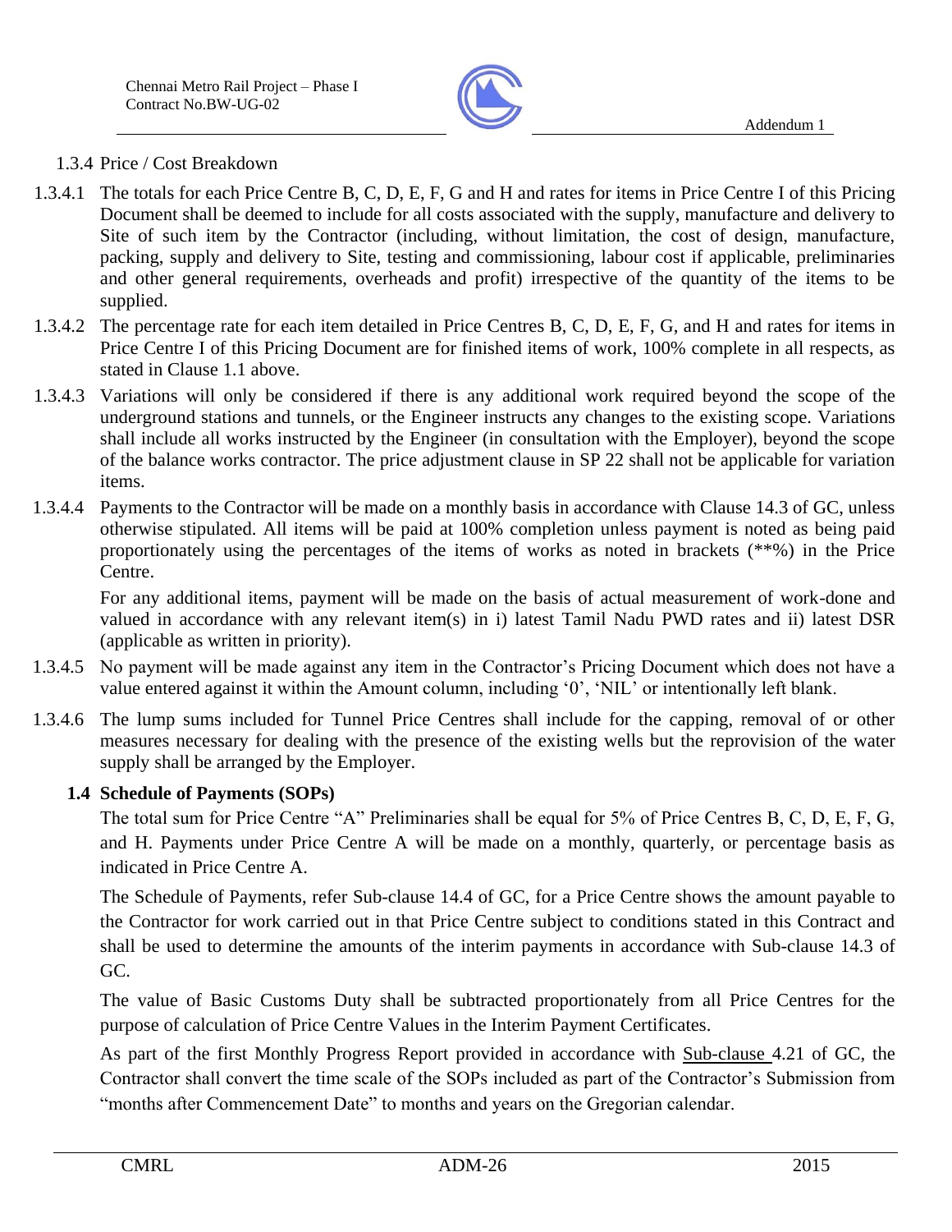### 1.3.4 Price / Cost Breakdown

1.3.4.1 The totals for each Price Centre B, C, D, E, F, G and H and rates for items in Price Centre I of this Pricing Document shall be deemed to include for all costs associated with the supply, manufacture and delivery to Site of such item by the Contractor (including, without limitation, the cost of design, manufacture, packing, supply and delivery to Site, testing and commissioning, labour cost if applicable, preliminaries and other general requirements, overheads and profit) irrespective of the quantity of the items to be supplied.

1.3.4.2 The percentage rate for each item detailed in Price Centres B, C, D, E, F, G, and H and rates for items in Price Centre I of this Pricing Document are for finished items of work, 100% complete in all respects, as stated in Clause 1.1 above.

1.3.4.3 Variations will only be considered if there is any additional work required beyond the scope of the underground stations and tunnels, or the Engineer instructs any changes to the existing scope. Variations shall include all works instructed by the Engineer (in consultation with the Employer), beyond the scope of the balance works contractor. The price adjustment clause in SP 22 shall not be applicable for variation items.

1.3.4.4 Payments to the Contractor will be made on a monthly basis in accordance with Clause 14.3 of GC, unless otherwise stipulated. All items will be paid at 100% completion unless payment is noted as being paid proportionately using the percentages of the items of works as noted in brackets (**%) in the Price Centre.

For any additional items, payment will be made on the basis of actual measurement of work-done and valued in accordance with any relevant item(s) in i) latest Tamil Nadu PWD rates and ii) latest DSR (applicable as written in priority).

1.3.4.5 No payment will be made against any item in the Contractor's Pricing Document which does not have a value entered against it within the Amount column, including '0', 'NIL' or intentionally left blank.

1.3.4.6 The lump sums included for Tunnel Price Centres shall include for the capping, removal of or other measures necessary for dealing with the presence of the existing wells but the reprovision of the water supply shall be arranged by the Employer.

### 1.4 Schedule of Payments (SOPs)

The total sum for Price Centre "A" Preliminaries shall be equal for 5% of Price Centres B, C, D, E, F, G, and H. Payments under Price Centre A will be made on a monthly, quarterly, or percentage basis as indicated in Price Centre A.

The Schedule of Payments, refer Sub-clause 14.4 of GC, for a Price Centre shows the amount payable to the Contractor for work carried out in that Price Centre subject to conditions stated in this Contract and shall be used to determine the amounts of the interim payments in accordance with Sub-clause 14.3 of GC.

The value of Basic Customs Duty shall be subtracted proportionately from all Price Centres for the purpose of calculation of Price Centre Values in the Interim Payment Certificates.

As part of the first Monthly Progress Report provided in accordance with Sub-clause 4.21 of GC, the Contractor shall convert the time scale of the SOPs included as part of the Contractor's Submission from "months after Commencement Date" to months and years on the Gregorian calendar.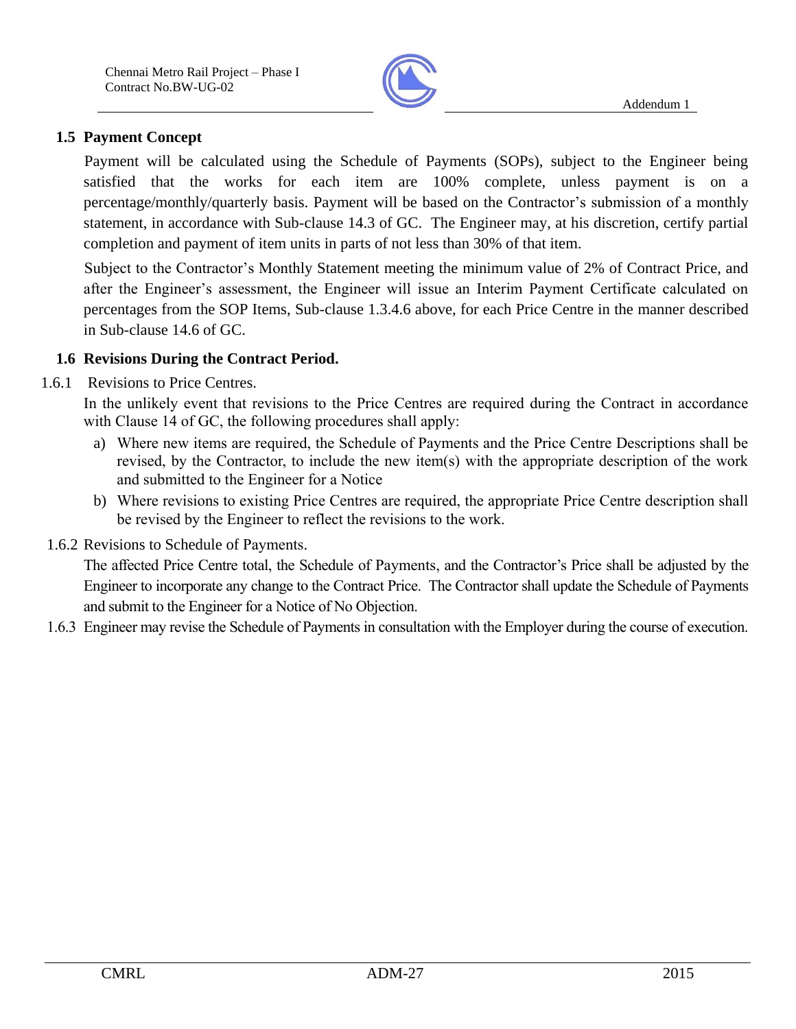### 1.5 Payment Concept

Payment will be calculated using the Schedule of Payments (SOPs), subject to the Engineer being satisfied that the works for each item are 100% complete, unless payment is on a percentage/monthly/quarterly basis. Payment will be based on the Contractor's submission of a monthly statement, in accordance with Sub-clause 14.3 of GC. The Engineer may, at his discretion, certify partial completion and payment of item units in parts of not less than 30% of that item.

Subject to the Contractor's Monthly Statement meeting the minimum value of 2% of Contract Price, and after the Engineer's assessment, the Engineer will issue an Interim Payment Certificate calculated on percentages from the SOP Items, Sub-clause 1.3.4.6 above, for each Price Centre in the manner described in Sub-clause 14.6 of GC.

### 1.6 Revisions During the Contract Period.

1.6.1 Revisions to Price Centres.

In the unlikely event that revisions to the Price Centres are required during the Contract in accordance with Clause 14 of GC, the following procedures shall apply:

a) Where new items are required, the Schedule of Payments and the Price Centre Descriptions shall be revised, by the Contractor, to include the new item(s) with the appropriate description of the work and submitted to the Engineer for a Notice

b) Where revisions to existing Price Centres are required, the appropriate Price Centre description shall be revised by the Engineer to reflect the revisions to the work.

1.6.2 Revisions to Schedule of Payments.

The affected Price Centre total, the Schedule of Payments, and the Contractor's Price shall be adjusted by the Engineer to incorporate any change to the Contract Price. The Contractor shall update the Schedule of Payments and submit to the Engineer for a Notice of No Objection.

1.6.3 Engineer may revise the Schedule of Payments in consultation with the Employer during the course of execution.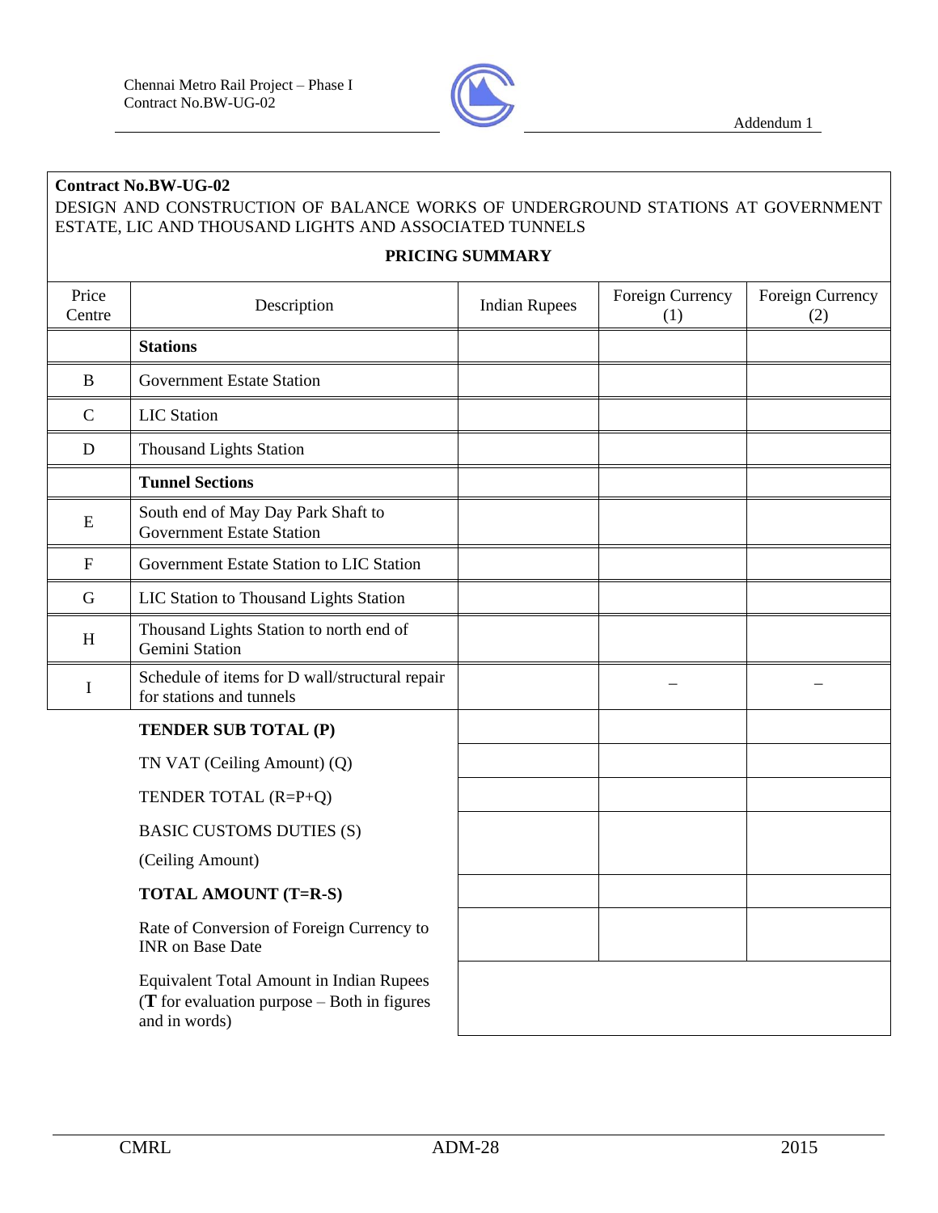**Contract No.BW-UG-02**

DESIGN AND CONSTRUCTION OF BALANCE WORKS OF UNDERGROUND STATIONS AT GOVERNMENT ESTATE, LIC AND THOUSAND LIGHTS AND ASSOCIATED TUNNELS

**PRICING SUMMARY**

| Price Centre | Description | Indian Rupees | Foreign Currency (1) | Foreign Currency (2) |
|---|---|---|---|---|
| | **Stations** | | | |
| B | Government Estate Station | | | |
| C | LIC Station | | | |
| D | Thousand Lights Station | | | |
| | **Tunnel Sections** | | | |
| E | South end of May Day Park Shaft to Government Estate Station | | | |
| F | Government Estate Station to LIC Station | | | |
| G | LIC Station to Thousand Lights Station | | | |
| H | Thousand Lights Station to north end of Gemini Station | | | |
| I | Schedule of items for D wall/structural repair for stations and tunnels | | – | – |
| | **TENDER SUB TOTAL (P)** | | | |
| | TN VAT (Ceiling Amount) (Q) | | | |
| | TENDER TOTAL (R=P+Q) | | | |
| | BASIC CUSTOMS DUTIES (S) (Ceiling Amount) | | | |
| | **TOTAL AMOUNT (T=R-S)** | | | |
| | Rate of Conversion of Foreign Currency to INR on Base Date | | | |
| | Equivalent Total Amount in Indian Rupees (**T** for evaluation purpose – Both in figures and in words) | | | |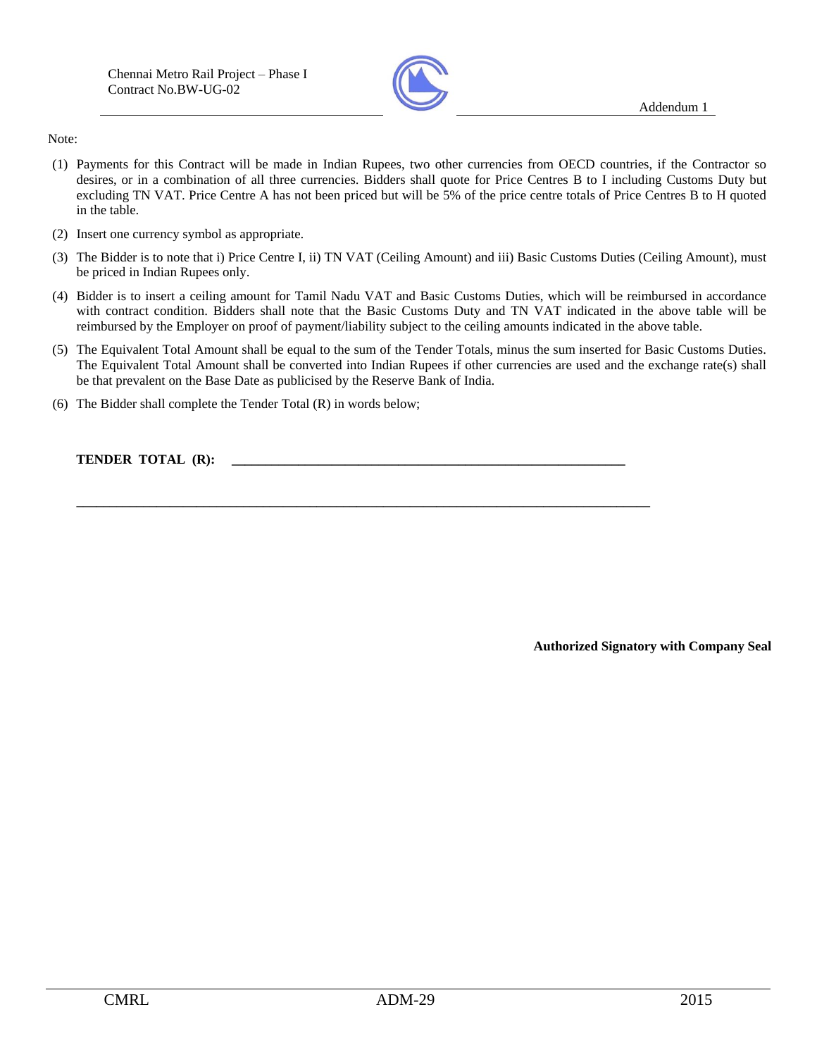Note:

(1) Payments for this Contract will be made in Indian Rupees, two other currencies from OECD countries, if the Contractor so desires, or in a combination of all three currencies. Bidders shall quote for Price Centres B to I including Customs Duty but excluding TN VAT. Price Centre A has not been priced but will be 5% of the price centre totals of Price Centres B to H quoted in the table.

(2) Insert one currency symbol as appropriate.

(3) The Bidder is to note that i) Price Centre I, ii) TN VAT (Ceiling Amount) and iii) Basic Customs Duties (Ceiling Amount), must be priced in Indian Rupees only.

(4) Bidder is to insert a ceiling amount for Tamil Nadu VAT and Basic Customs Duties, which will be reimbursed in accordance with contract condition. Bidders shall note that the Basic Customs Duty and TN VAT indicated in the above table will be reimbursed by the Employer on proof of payment/liability subject to the ceiling amounts indicated in the above table.

(5) The Equivalent Total Amount shall be equal to the sum of the Tender Totals, minus the sum inserted for Basic Customs Duties. The Equivalent Total Amount shall be converted into Indian Rupees if other currencies are used and the exchange rate(s) shall be that prevalent on the Base Date as publicised by the Reserve Bank of India.

(6) The Bidder shall complete the Tender Total (R) in words below;

**TENDER TOTAL (R):** ____________________________________________________________

______________________________________________________________________________

**Authorized Signatory with Company Seal**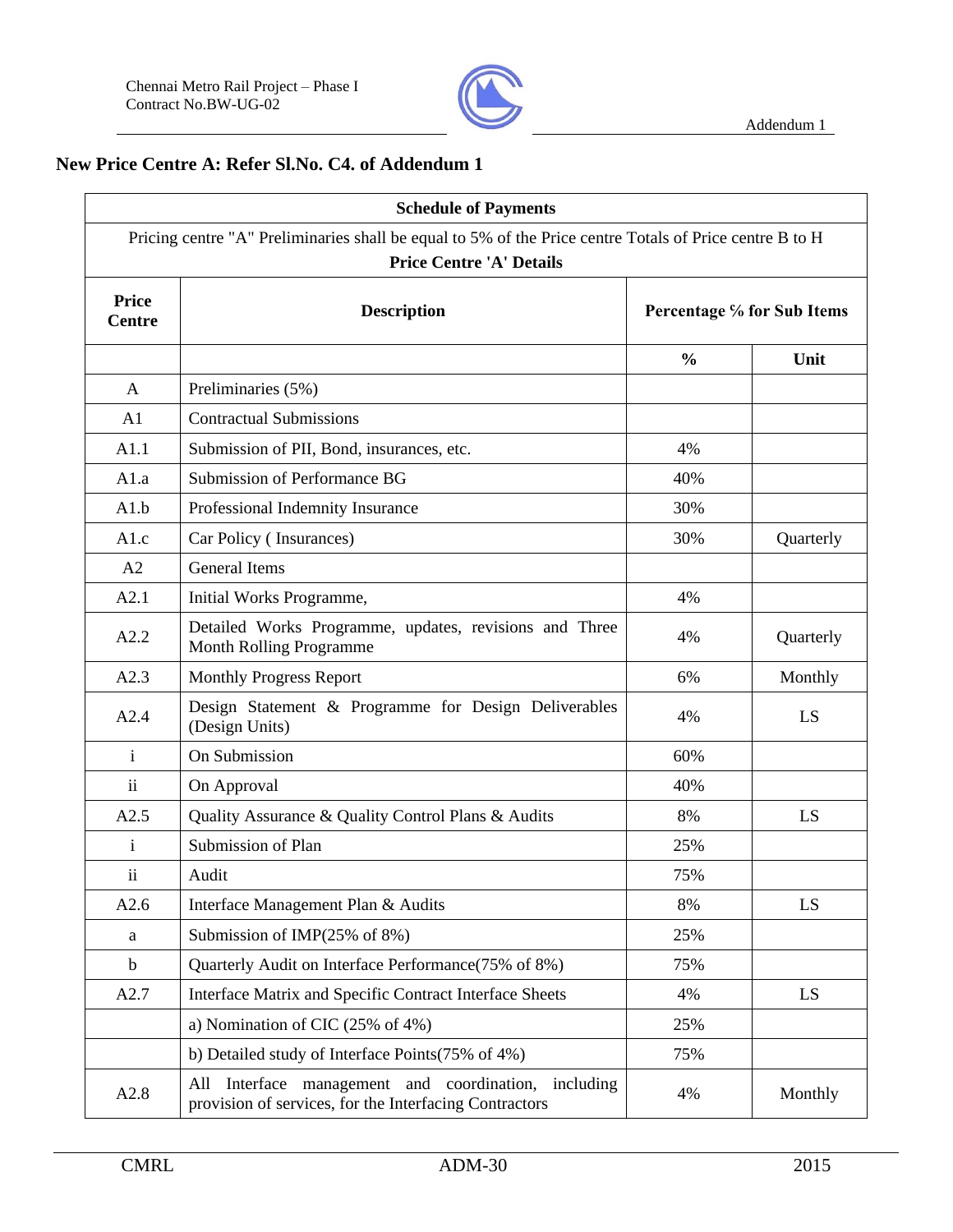## New Price Centre A: Refer Sl.No. C4. of Addendum 1

| Schedule of Payments | | | |
|---|---|---|---|
| Pricing centre "A" Preliminaries shall be equal to 5% of the Price centre Totals of Price centre B to H **Price Centre 'A' Details** | | | |
| **Price Centre** | **Description** | **Percentage % for Sub Items** | |
| | | **%** | **Unit** |
| A | Preliminaries (5%) | | |
| A1 | Contractual Submissions | | |
| A1.1 | Submission of PII, Bond, insurances, etc. | 4% | |
| A1.a | Submission of Performance BG | 40% | |
| A1.b | Professional Indemnity Insurance | 30% | |
| A1.c | Car Policy ( Insurances) | 30% | Quarterly |
| A2 | General Items | | |
| A2.1 | Initial Works Programme, | 4% | |
| A2.2 | Detailed Works Programme, updates, revisions and Three Month Rolling Programme | 4% | Quarterly |
| A2.3 | Monthly Progress Report | 6% | Monthly |
| A2.4 | Design Statement & Programme for Design Deliverables (Design Units) | 4% | LS |
| i | On Submission | 60% | |
| ii | On Approval | 40% | |
| A2.5 | Quality Assurance & Quality Control Plans & Audits | 8% | LS |
| i | Submission of Plan | 25% | |
| ii | Audit | 75% | |
| A2.6 | Interface Management Plan & Audits | 8% | LS |
| a | Submission of IMP(25% of 8%) | 25% | |
| b | Quarterly Audit on Interface Performance(75% of 8%) | 75% | |
| A2.7 | Interface Matrix and Specific Contract Interface Sheets | 4% | LS |
| | a) Nomination of CIC (25% of 4%) | 25% | |
| | b) Detailed study of Interface Points(75% of 4%) | 75% | |
| A2.8 | All Interface management and coordination, including provision of services, for the Interfacing Contractors | 4% | Monthly |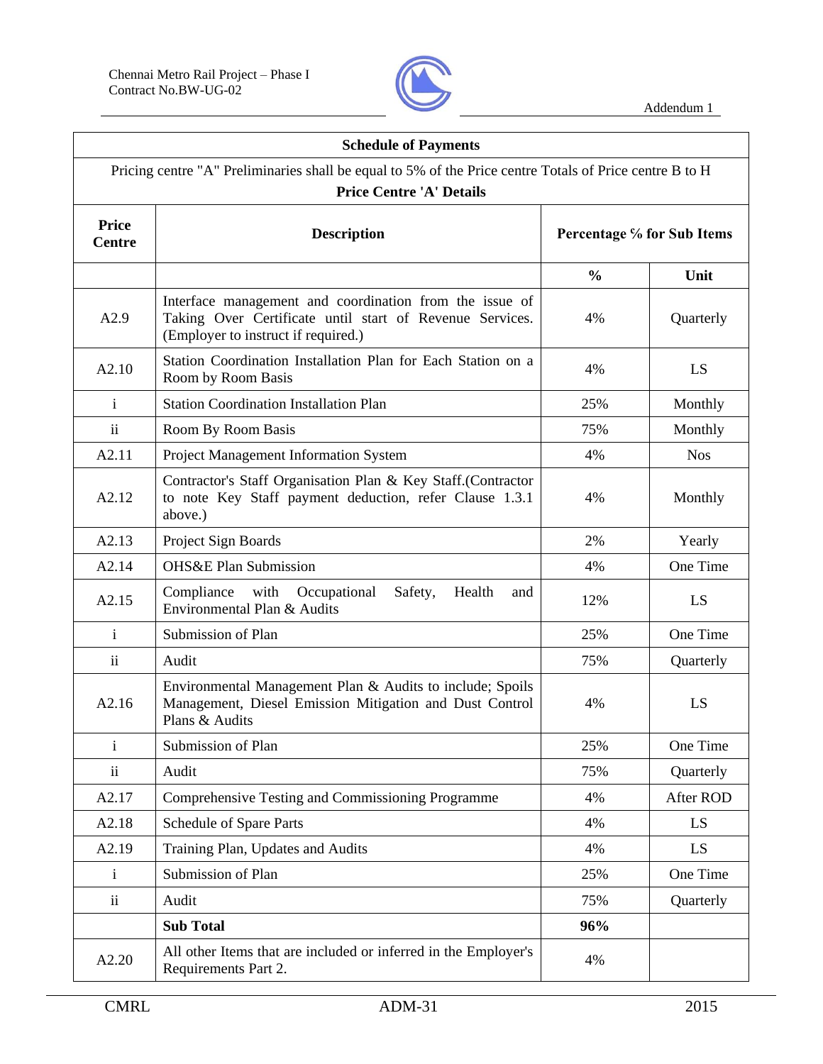| Schedule of Payments | | | |
|---|---|---|---|
| Pricing centre "A" Preliminaries shall be equal to 5% of the Price centre Totals of Price centre B to H<br>**Price Centre 'A' Details** | | | |
| **Price Centre** | **Description** | **Percentage % for Sub Items** | |
| | | **%** | **Unit** |
| A2.9 | Interface management and coordination from the issue of Taking Over Certificate until start of Revenue Services. (Employer to instruct if required.) | 4% | Quarterly |
| A2.10 | Station Coordination Installation Plan for Each Station on a Room by Room Basis | 4% | LS |
| i | Station Coordination Installation Plan | 25% | Monthly |
| ii | Room By Room Basis | 75% | Monthly |
| A2.11 | Project Management Information System | 4% | Nos |
| A2.12 | Contractor's Staff Organisation Plan & Key Staff.(Contractor to note Key Staff payment deduction, refer Clause 1.3.1 above.) | 4% | Monthly |
| A2.13 | Project Sign Boards | 2% | Yearly |
| A2.14 | OHS&E Plan Submission | 4% | One Time |
| A2.15 | Compliance with Occupational Safety, Health and Environmental Plan & Audits | 12% | LS |
| i | Submission of Plan | 25% | One Time |
| ii | Audit | 75% | Quarterly |
| A2.16 | Environmental Management Plan & Audits to include; Spoils Management, Diesel Emission Mitigation and Dust Control Plans & Audits | 4% | LS |
| i | Submission of Plan | 25% | One Time |
| ii | Audit | 75% | Quarterly |
| A2.17 | Comprehensive Testing and Commissioning Programme | 4% | After ROD |
| A2.18 | Schedule of Spare Parts | 4% | LS |
| A2.19 | Training Plan, Updates and Audits | 4% | LS |
| i | Submission of Plan | 25% | One Time |
| ii | Audit | 75% | Quarterly |
| | **Sub Total** | **96%** | |
| A2.20 | All other Items that are included or inferred in the Employer's Requirements Part 2. | 4% | |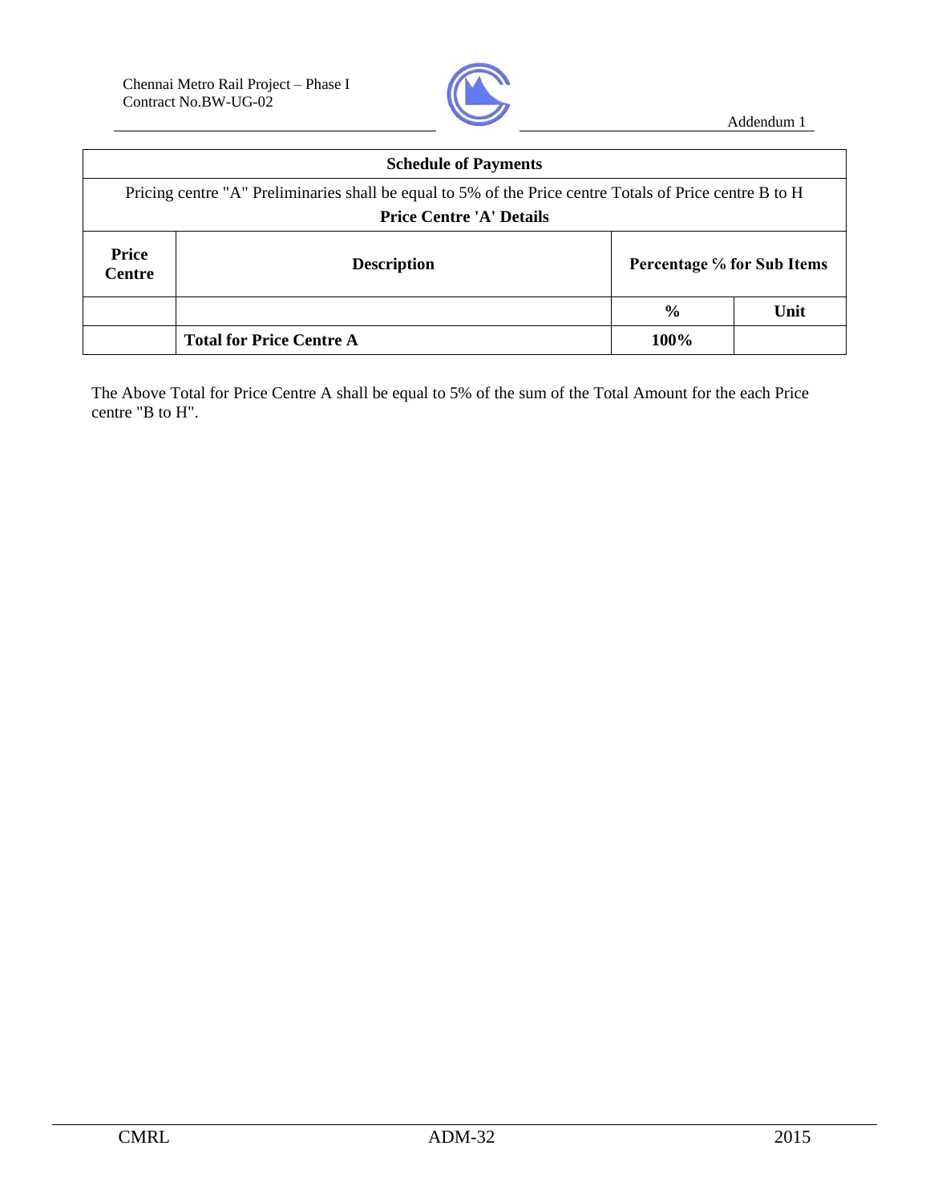| Schedule of Payments | | | |
|---|---|---|---|
| Pricing centre "A" Preliminaries shall be equal to 5% of the Price centre Totals of Price centre B to H **Price Centre 'A' Details** | | | |
| **Price Centre** | **Description** | **Percentage % for Sub Items** | |
| | | **%** | **Unit** |
| | **Total for Price Centre A** | **100%** | |

The Above Total for Price Centre A shall be equal to 5% of the sum of the Total Amount for the each Price centre "B to H".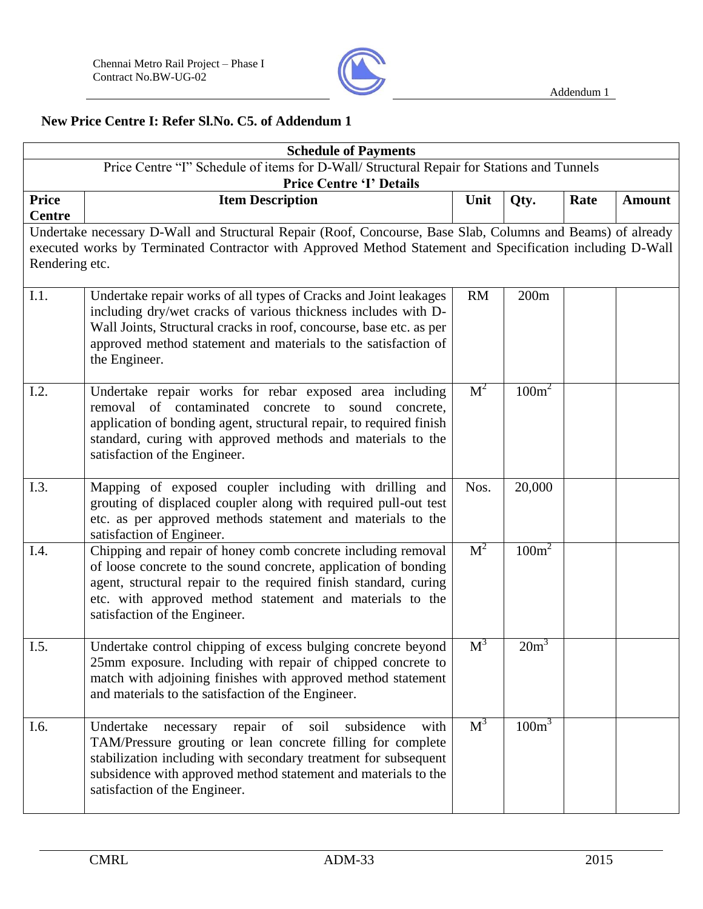**New Price Centre I: Refer Sl.No. C5. of Addendum 1**

| Schedule of Payments | | | | | |
|---|---|---|---|---|---|
| Price Centre "I" Schedule of items for D-Wall/ Structural Repair for Stations and Tunnels **Price Centre 'I' Details** | | | | | |
| **Price Centre** | **Item Description** | **Unit** | **Qty.** | **Rate** | **Amount** |
| Undertake necessary D-Wall and Structural Repair (Roof, Concourse, Base Slab, Columns and Beams) of already executed works by Terminated Contractor with Approved Method Statement and Specification including D-Wall Rendering etc. | | | | | |
| I.1. | Undertake repair works of all types of Cracks and Joint leakages including dry/wet cracks of various thickness includes with D-Wall Joints, Structural cracks in roof, concourse, base etc. as per approved method statement and materials to the satisfaction of the Engineer. | RM | 200m | | |
| I.2. | Undertake repair works for rebar exposed area including removal of contaminated concrete to sound concrete, application of bonding agent, structural repair, to required finish standard, curing with approved methods and materials to the satisfaction of the Engineer. | $M^2$ | $100m^2$ | | |
| I.3. | Mapping of exposed coupler including with drilling and grouting of displaced coupler along with required pull-out test etc. as per approved methods statement and materials to the satisfaction of Engineer. | Nos. | 20,000 | | |
| I.4. | Chipping and repair of honey comb concrete including removal of loose concrete to the sound concrete, application of bonding agent, structural repair to the required finish standard, curing etc. with approved method statement and materials to the satisfaction of the Engineer. | $M^2$ | $100m^2$ | | |
| I.5. | Undertake control chipping of excess bulging concrete beyond 25mm exposure. Including with repair of chipped concrete to match with adjoining finishes with approved method statement and materials to the satisfaction of the Engineer. | $M^3$ | $20m^3$ | | |
| I.6. | Undertake necessary repair of soil subsidence with TAM/Pressure grouting or lean concrete filling for complete stabilization including with secondary treatment for subsequent subsidence with approved method statement and materials to the satisfaction of the Engineer. | $M^3$ | $100m^3$ | | |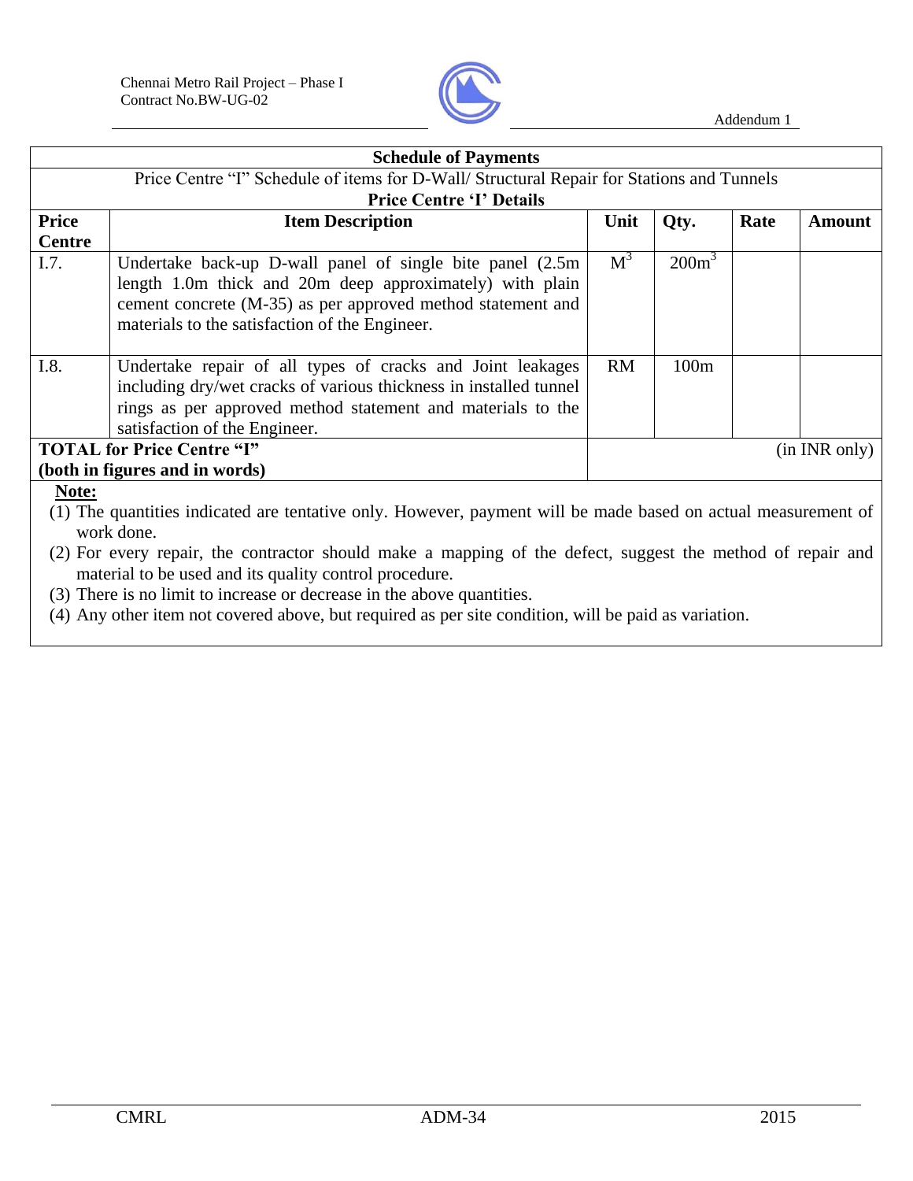**Schedule of Payments**

Price Centre "I" Schedule of items for D-Wall/ Structural Repair for Stations and Tunnels

**Price Centre 'I' Details**

| Price Centre | Item Description | Unit | Qty. | Rate | Amount |
|---|---|---|---|---|---|
| I.7. | Undertake back-up D-wall panel of single bite panel (2.5m length 1.0m thick and 20m deep approximately) with plain cement concrete (M-35) as per approved method statement and materials to the satisfaction of the Engineer. | $M^3$ | $200m^3$ | | |
| I.8. | Undertake repair of all types of cracks and Joint leakages including dry/wet cracks of various thickness in installed tunnel rings as per approved method statement and materials to the satisfaction of the Engineer. | RM | 100m | | |
| **TOTAL for Price Centre "I" (both in figures and in words)** | | (in INR only) | | | |

**Note:**

(1) The quantities indicated are tentative only. However, payment will be made based on actual measurement of work done.

(2) For every repair, the contractor should make a mapping of the defect, suggest the method of repair and material to be used and its quality control procedure.

(3) There is no limit to increase or decrease in the above quantities.

(4) Any other item not covered above, but required as per site condition, will be paid as variation.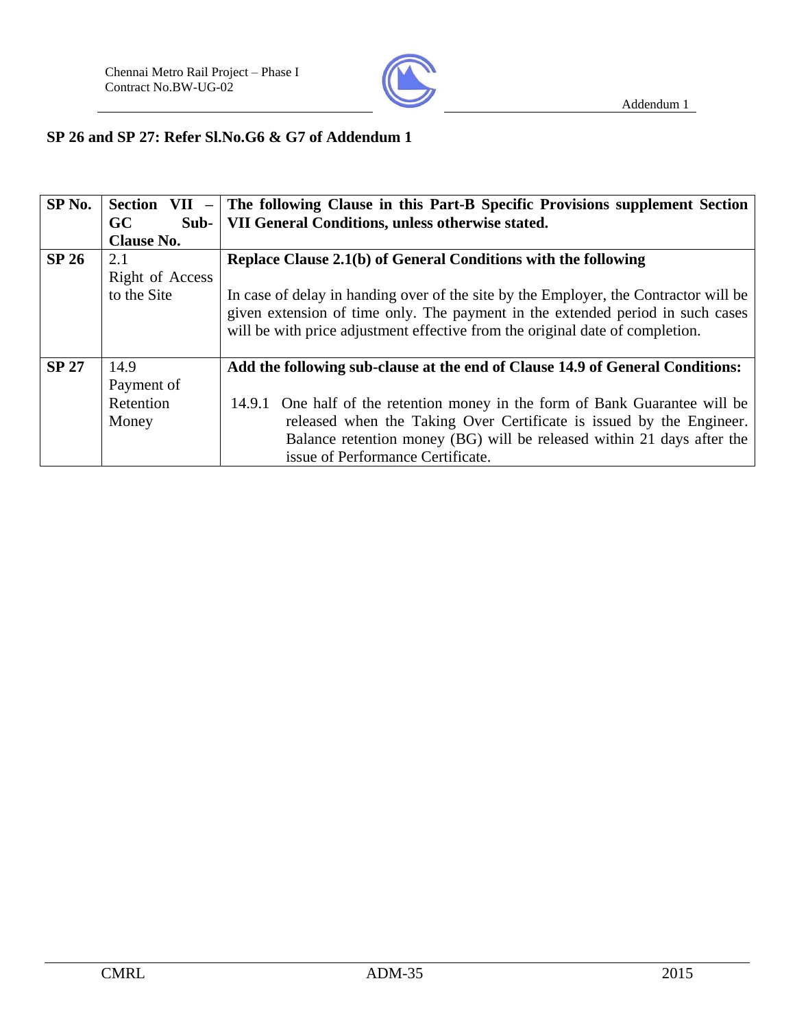**SP 26 and SP 27: Refer Sl.No.G6 & G7 of Addendum 1**

| **SP No.** | **Section VII – GC Sub-Clause No.** | **The following Clause in this Part-B Specific Provisions supplement Section VII General Conditions, unless otherwise stated.** |
|---|---|---|
| **SP 26** | 2.1 Right of Access to the Site | **Replace Clause 2.1(b) of General Conditions with the following**<br><br>In case of delay in handing over of the site by the Employer, the Contractor will be given extension of time only. The payment in the extended period in such cases will be with price adjustment effective from the original date of completion. |
| **SP 27** | 14.9 Payment of Retention Money | **Add the following sub-clause at the end of Clause 14.9 of General Conditions:**<br><br>14.9.1 One half of the retention money in the form of Bank Guarantee will be released when the Taking Over Certificate is issued by the Engineer. Balance retention money (BG) will be released within 21 days after the issue of Performance Certificate. |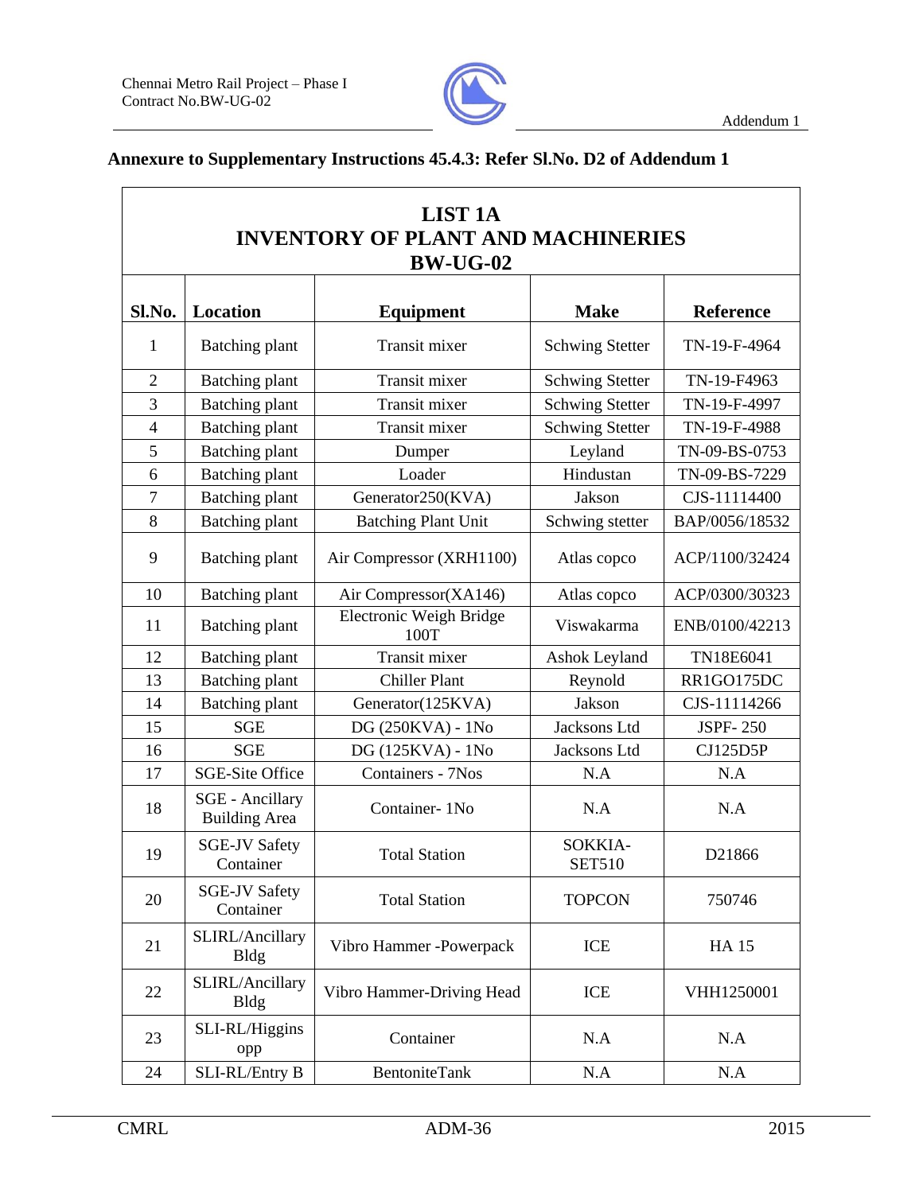**Annexure to Supplementary Instructions 45.4.3: Refer Sl.No. D2 of Addendum 1**

**LIST 1A**
**INVENTORY OF PLANT AND MACHINERIES**
**BW-UG-02**

| Sl.No. | Location | Equipment | Make | Reference |
|---|---|---|---|---|
| 1 | Batching plant | Transit mixer | Schwing Stetter | TN-19-F-4964 |
| 2 | Batching plant | Transit mixer | Schwing Stetter | TN-19-F4963 |
| 3 | Batching plant | Transit mixer | Schwing Stetter | TN-19-F-4997 |
| 4 | Batching plant | Transit mixer | Schwing Stetter | TN-19-F-4988 |
| 5 | Batching plant | Dumper | Leyland | TN-09-BS-0753 |
| 6 | Batching plant | Loader | Hindustan | TN-09-BS-7229 |
| 7 | Batching plant | Generator250(KVA) | Jakson | CJS-11114400 |
| 8 | Batching plant | Batching Plant Unit | Schwing stetter | BAP/0056/18532 |
| 9 | Batching plant | Air Compressor (XRH1100) | Atlas copco | ACP/1100/32424 |
| 10 | Batching plant | Air Compressor(XA146) | Atlas copco | ACP/0300/30323 |
| 11 | Batching plant | Electronic Weigh Bridge 100T | Viswakarma | ENB/0100/42213 |
| 12 | Batching plant | Transit mixer | Ashok Leyland | TN18E6041 |
| 13 | Batching plant | Chiller Plant | Reynold | RR1GO175DC |
| 14 | Batching plant | Generator(125KVA) | Jakson | CJS-11114266 |
| 15 | SGE | DG (250KVA) - 1No | Jacksons Ltd | JSPF- 250 |
| 16 | SGE | DG (125KVA) - 1No | Jacksons Ltd | CJ125D5P |
| 17 | SGE-Site Office | Containers - 7Nos | N.A | N.A |
| 18 | SGE - Ancillary Building Area | Container- 1No | N.A | N.A |
| 19 | SGE-JV Safety Container | Total Station | SOKKIA-SET510 | D21866 |
| 20 | SGE-JV Safety Container | Total Station | TOPCON | 750746 |
| 21 | SLIRL/Ancillary Bldg | Vibro Hammer -Powerpack | ICE | HA 15 |
| 22 | SLIRL/Ancillary Bldg | Vibro Hammer-Driving Head | ICE | VHH1250001 |
| 23 | SLI-RL/Higgins opp | Container | N.A | N.A |
| 24 | SLI-RL/Entry B | BentoniteTank | N.A | N.A |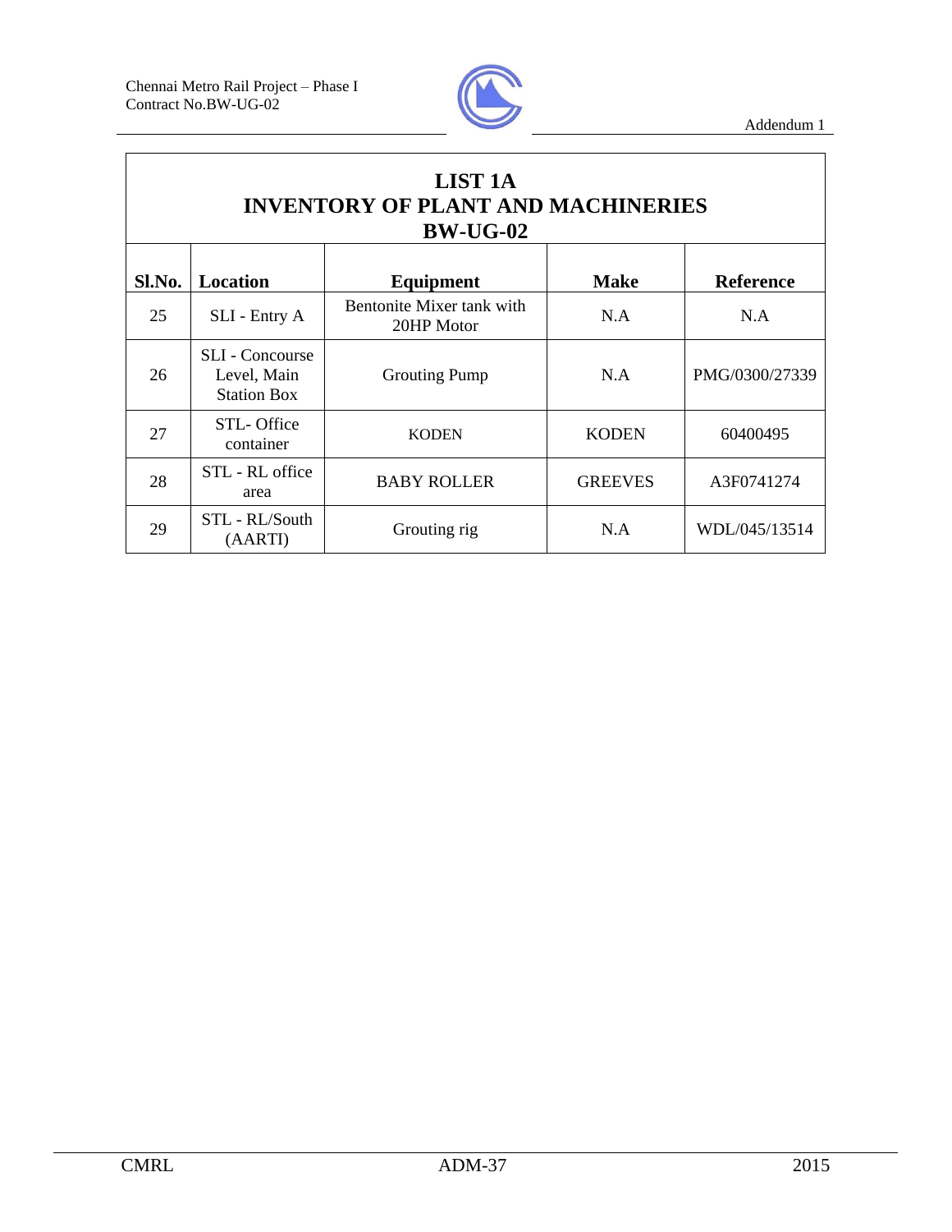# LIST 1A
# INVENTORY OF PLANT AND MACHINERIES
# BW-UG-02

| Sl.No. | Location | Equipment | Make | Reference |
|---|---|---|---|---|
| 25 | SLI - Entry A | Bentonite Mixer tank with 20HP Motor | N.A | N.A |
| 26 | SLI - Concourse Level, Main Station Box | Grouting Pump | N.A | PMG/0300/27339 |
| 27 | STL- Office container | KODEN | KODEN | 60400495 |
| 28 | STL - RL office area | BABY ROLLER | GREEVES | A3F0741274 |
| 29 | STL - RL/South (AARTI) | Grouting rig | N.A | WDL/045/13514 |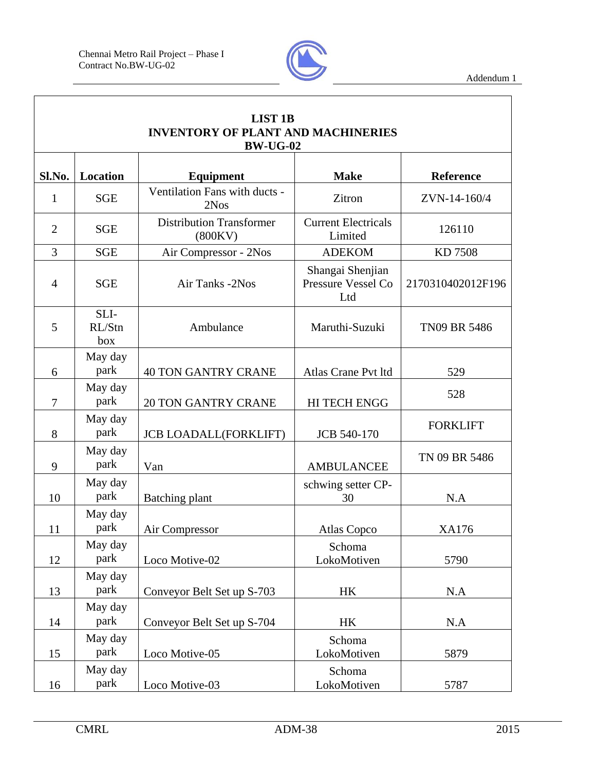**LIST 1B**
**INVENTORY OF PLANT AND MACHINERIES**
**BW-UG-02**

| Sl.No. | Location | Equipment | Make | Reference |
|---|---|---|---|---|
| 1 | SGE | Ventilation Fans with ducts - 2Nos | Zitron | ZVN-14-160/4 |
| 2 | SGE | Distribution Transformer (800KV) | Current Electricals Limited | 126110 |
| 3 | SGE | Air Compressor - 2Nos | ADEKOM | KD 7508 |
| 4 | SGE | Air Tanks -2Nos | Shangai Shenjian Pressure Vessel Co Ltd | 2170310402012F196 |
| 5 | SLI-RL/Stn box | Ambulance | Maruthi-Suzuki | TN09 BR 5486 |
| 6 | May day park | 40 TON GANTRY CRANE | Atlas Crane Pvt ltd | 529 |
| 7 | May day park | 20 TON GANTRY CRANE | HI TECH ENGG | 528 |
| 8 | May day park | JCB LOADALL(FORKLIFT) | JCB 540-170 | FORKLIFT |
| 9 | May day park | Van | AMBULANCEE | TN 09 BR 5486 |
| 10 | May day park | Batching plant | schwing setter CP-30 | N.A |
| 11 | May day park | Air Compressor | Atlas Copco | XA176 |
| 12 | May day park | Loco Motive-02 | Schoma LokoMotiven | 5790 |
| 13 | May day park | Conveyor Belt Set up S-703 | HK | N.A |
| 14 | May day park | Conveyor Belt Set up S-704 | HK | N.A |
| 15 | May day park | Loco Motive-05 | Schoma LokoMotiven | 5879 |
| 16 | May day park | Loco Motive-03 | Schoma LokoMotiven | 5787 |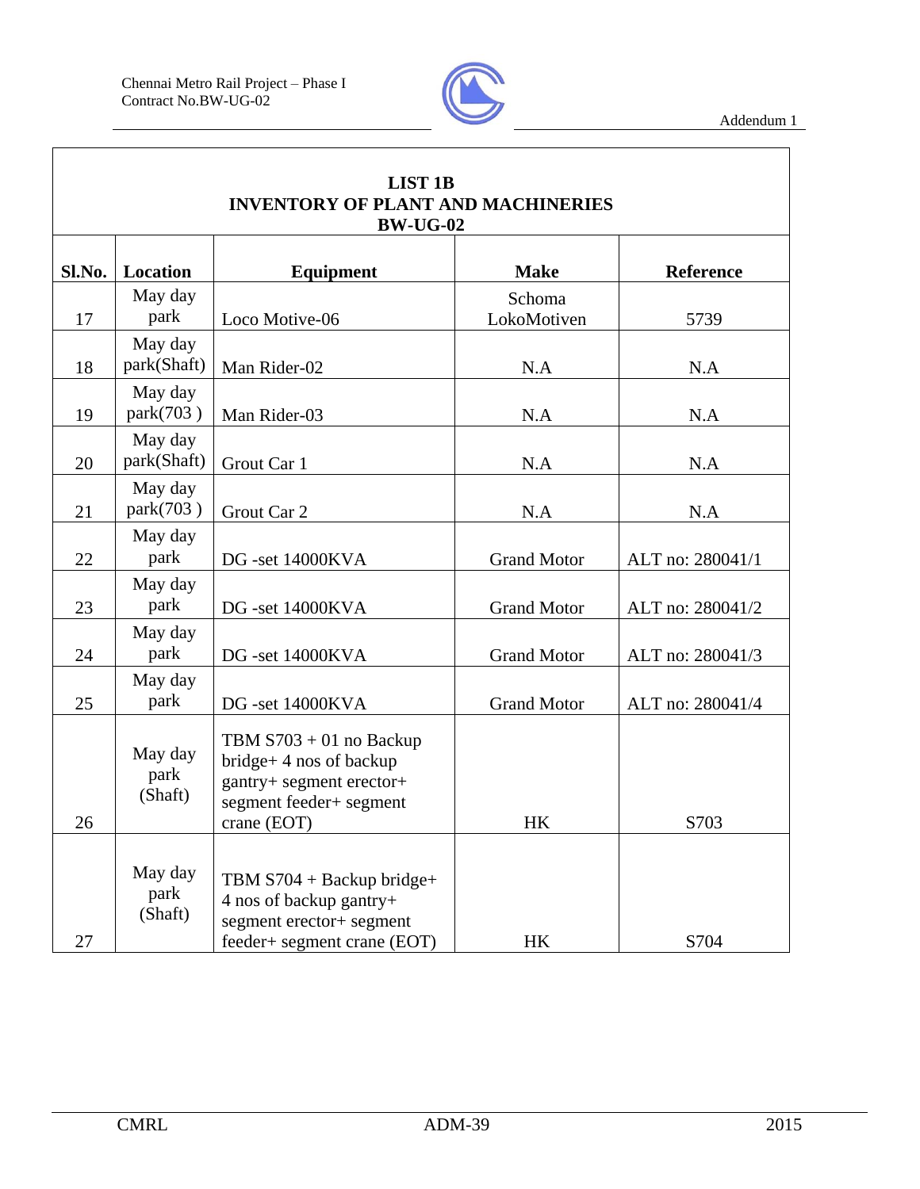## LIST 1B
## INVENTORY OF PLANT AND MACHINERIES
## BW-UG-02

| Sl.No. | Location | Equipment | Make | Reference |
|---|---|---|---|---|
| 17 | May day park | Loco Motive-06 | Schoma LokoMotiven | 5739 |
| 18 | May day park(Shaft) | Man Rider-02 | N.A | N.A |
| 19 | May day park(703 ) | Man Rider-03 | N.A | N.A |
| 20 | May day park(Shaft) | Grout Car 1 | N.A | N.A |
| 21 | May day park(703 ) | Grout Car 2 | N.A | N.A |
| 22 | May day park | DG -set 14000KVA | Grand Motor | ALT no: 280041/1 |
| 23 | May day park | DG -set 14000KVA | Grand Motor | ALT no: 280041/2 |
| 24 | May day park | DG -set 14000KVA | Grand Motor | ALT no: 280041/3 |
| 25 | May day park | DG -set 14000KVA | Grand Motor | ALT no: 280041/4 |
| 26 | May day park (Shaft) | TBM S703 + 01 no Backup bridge+ 4 nos of backup gantry+ segment erector+ segment feeder+ segment crane (EOT) | HK | S703 |
| 27 | May day park (Shaft) | TBM S704 + Backup bridge+ 4 nos of backup gantry+ segment erector+ segment feeder+ segment crane (EOT) | HK | S704 |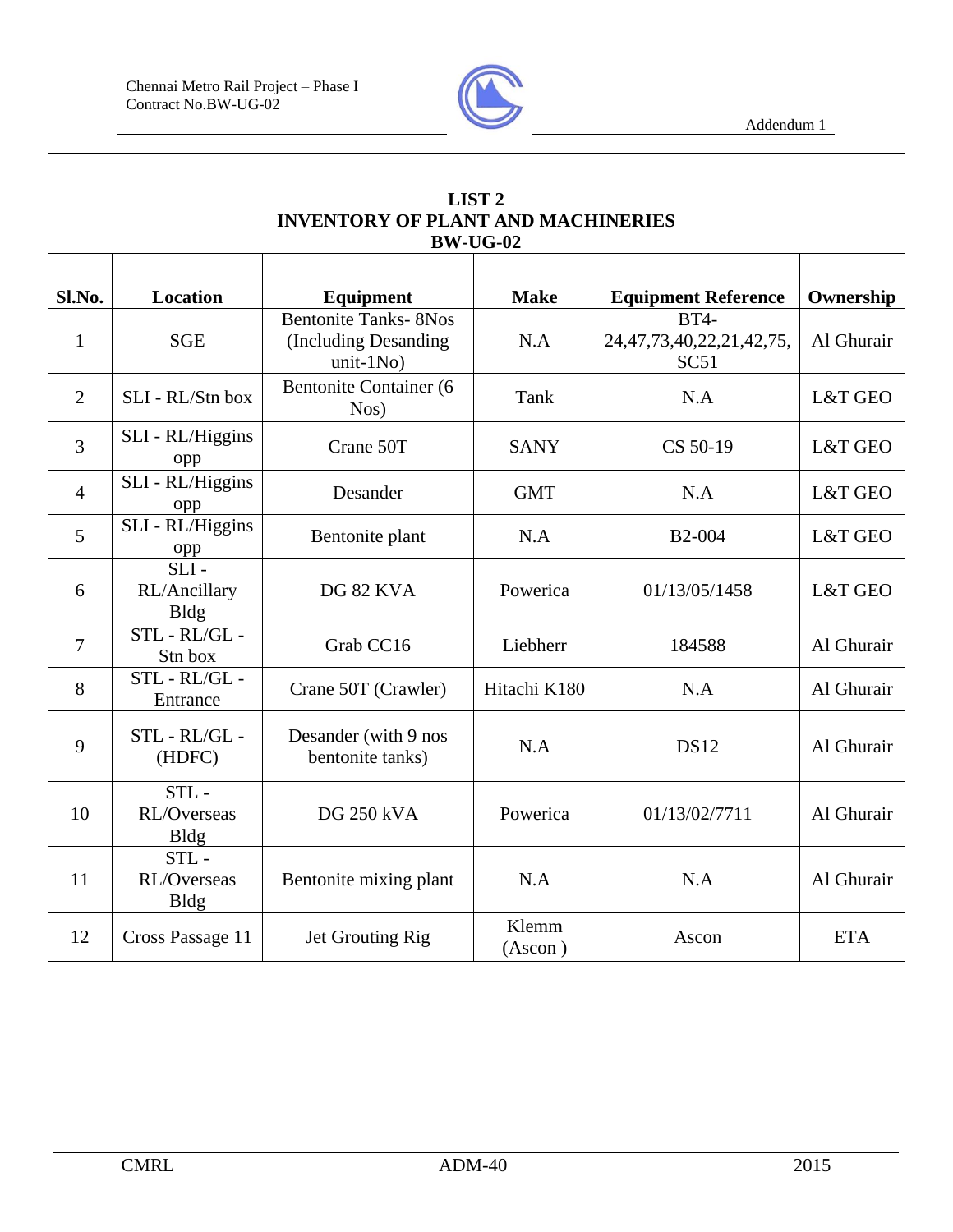**LIST 2**
**INVENTORY OF PLANT AND MACHINERIES**
**BW-UG-02**

| Sl.No. | Location | Equipment | Make | Equipment Reference | Ownership |
|---|---|---|---|---|---|
| 1 | SGE | Bentonite Tanks- 8Nos (Including Desanding unit-1No) | N.A | BT4-24,47,73,40,22,21,42,75, SC51 | Al Ghurair |
| 2 | SLI - RL/Stn box | Bentonite Container (6 Nos) | Tank | N.A | L&T GEO |
| 3 | SLI - RL/Higgins opp | Crane 50T | SANY | CS 50-19 | L&T GEO |
| 4 | SLI - RL/Higgins opp | Desander | GMT | N.A | L&T GEO |
| 5 | SLI - RL/Higgins opp | Bentonite plant | N.A | B2-004 | L&T GEO |
| 6 | SLI - RL/Ancillary Bldg | DG 82 KVA | Powerica | 01/13/05/1458 | L&T GEO |
| 7 | STL - RL/GL - Stn box | Grab CC16 | Liebherr | 184588 | Al Ghurair |
| 8 | STL - RL/GL - Entrance | Crane 50T (Crawler) | Hitachi K180 | N.A | Al Ghurair |
| 9 | STL - RL/GL - (HDFC) | Desander (with 9 nos bentonite tanks) | N.A | DS12 | Al Ghurair |
| 10 | STL - RL/Overseas Bldg | DG 250 kVA | Powerica | 01/13/02/7711 | Al Ghurair |
| 11 | STL - RL/Overseas Bldg | Bentonite mixing plant | N.A | N.A | Al Ghurair |
| 12 | Cross Passage 11 | Jet Grouting Rig | Klemm (Ascon ) | Ascon | ETA |